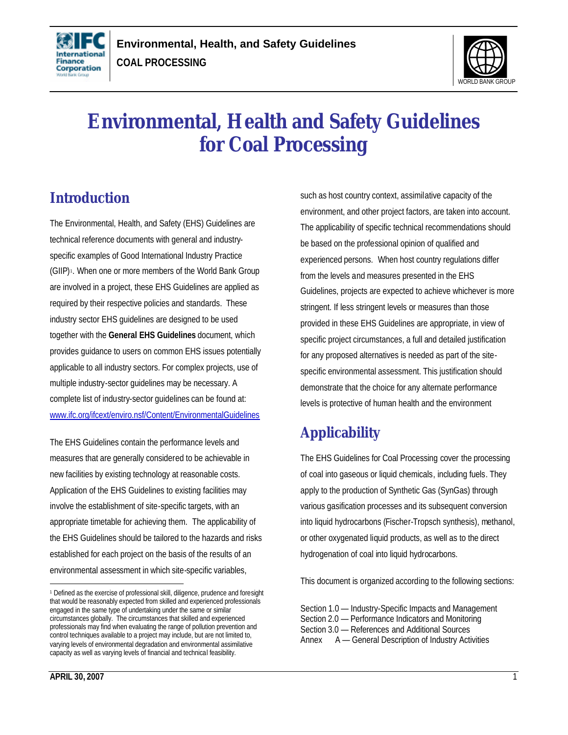# Environmental, Health and Safety Guidelines for Coal Processing

## Introduction

The Environmental, Health, and Safety (EHS) Guidelines are technical reference documents with general and industry-specific examples of Good International Industry Practice (GIIP)[1]. When one or more members of the World Bank Group are involved in a project, these EHS Guidelines are applied as required by their respective policies and standards. These industry sector EHS guidelines are designed to be used together with the **General EHS Guidelines** document, which provides guidance to users on common EHS issues potentially applicable to all industry sectors. For complex projects, use of multiple industry-sector guidelines may be necessary. A complete list of industry-sector guidelines can be found at: www.ifc.org/ifcext/enviro.nsf/Content/EnvironmentalGuidelines

The EHS Guidelines contain the performance levels and measures that are generally considered to be achievable in new facilities by existing technology at reasonable costs. Application of the EHS Guidelines to existing facilities may involve the establishment of site-specific targets, with an appropriate timetable for achieving them. The applicability of the EHS Guidelines should be tailored to the hazards and risks established for each project on the basis of the results of an environmental assessment in which site-specific variables, such as host country context, assimilative capacity of the environment, and other project factors, are taken into account. The applicability of specific technical recommendations should be based on the professional opinion of qualified and experienced persons. When host country regulations differ from the levels and measures presented in the EHS Guidelines, projects are expected to achieve whichever is more stringent. If less stringent levels or measures than those provided in these EHS Guidelines are appropriate, in view of specific project circumstances, a full and detailed justification for any proposed alternatives is needed as part of the site-specific environmental assessment. This justification should demonstrate that the choice for any alternate performance levels is protective of human health and the environment

## Applicability

The EHS Guidelines for Coal Processing cover the processing of coal into gaseous or liquid chemicals, including fuels. They apply to the production of Synthetic Gas (SynGas) through various gasification processes and its subsequent conversion into liquid hydrocarbons (Fischer-Tropsch synthesis), methanol, or other oxygenated liquid products, as well as to the direct hydrogenation of coal into liquid hydrocarbons.

This document is organized according to the following sections:

Section 1.0 — Industry-Specific Impacts and Management
Section 2.0 — Performance Indicators and Monitoring
Section 3.0 — References and Additional Sources
Annex A — General Description of Industry Activities

[1] Defined as the exercise of professional skill, diligence, prudence and foresight that would be reasonably expected from skilled and experienced professionals engaged in the same type of undertaking under the same or similar circumstances globally. The circumstances that skilled and experienced professionals may find when evaluating the range of pollution prevention and control techniques available to a project may include, but are not limited to, varying levels of environmental degradation and environmental assimilative capacity as well as varying levels of financial and technical feasibility.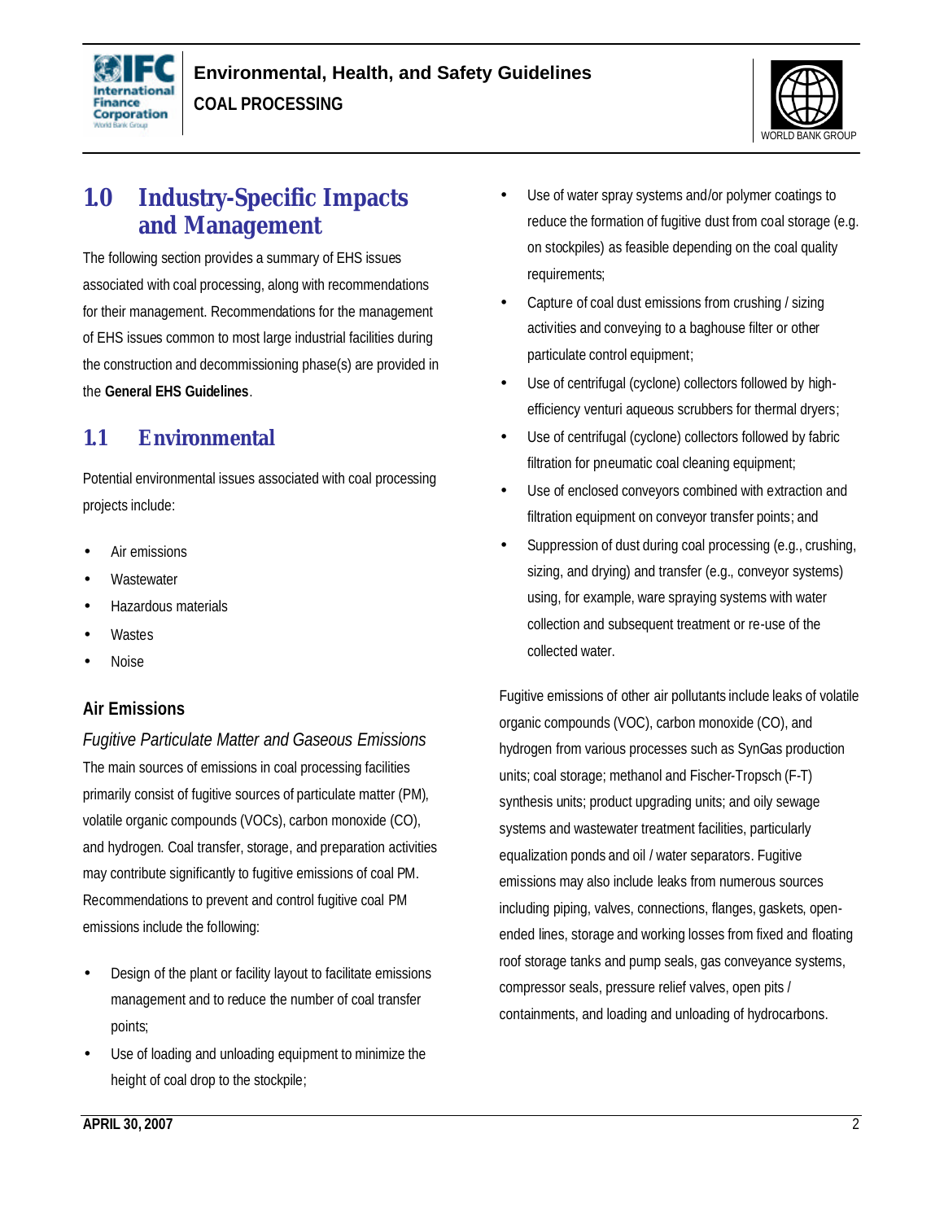# 1.0 Industry-Specific Impacts and Management

The following section provides a summary of EHS issues associated with coal processing, along with recommendations for their management. Recommendations for the management of EHS issues common to most large industrial facilities during the construction and decommissioning phase(s) are provided in the **General EHS Guidelines**.

## 1.1 Environmental

Potential environmental issues associated with coal processing projects include:

- Air emissions
- Wastewater
- Hazardous materials
- Wastes
- Noise

### Air Emissions

*Fugitive Particulate Matter and Gaseous Emissions*

The main sources of emissions in coal processing facilities primarily consist of fugitive sources of particulate matter (PM), volatile organic compounds (VOCs), carbon monoxide (CO), and hydrogen. Coal transfer, storage, and preparation activities may contribute significantly to fugitive emissions of coal PM. Recommendations to prevent and control fugitive coal PM emissions include the following:

- Design of the plant or facility layout to facilitate emissions management and to reduce the number of coal transfer points;
- Use of loading and unloading equipment to minimize the height of coal drop to the stockpile;
- Use of water spray systems and/or polymer coatings to reduce the formation of fugitive dust from coal storage (e.g. on stockpiles) as feasible depending on the coal quality requirements;
- Capture of coal dust emissions from crushing / sizing activities and conveying to a baghouse filter or other particulate control equipment;
- Use of centrifugal (cyclone) collectors followed by high-efficiency venturi aqueous scrubbers for thermal dryers;
- Use of centrifugal (cyclone) collectors followed by fabric filtration for pneumatic coal cleaning equipment;
- Use of enclosed conveyors combined with extraction and filtration equipment on conveyor transfer points; and
- Suppression of dust during coal processing (e.g., crushing, sizing, and drying) and transfer (e.g., conveyor systems) using, for example, ware spraying systems with water collection and subsequent treatment or re-use of the collected water.

Fugitive emissions of other air pollutants include leaks of volatile organic compounds (VOC), carbon monoxide (CO), and hydrogen from various processes such as SynGas production units; coal storage; methanol and Fischer-Tropsch (F-T) synthesis units; product upgrading units; and oily sewage systems and wastewater treatment facilities, particularly equalization ponds and oil / water separators. Fugitive emissions may also include leaks from numerous sources including piping, valves, connections, flanges, gaskets, open-ended lines, storage and working losses from fixed and floating roof storage tanks and pump seals, gas conveyance systems, compressor seals, pressure relief valves, open pits / containments, and loading and unloading of hydrocarbons.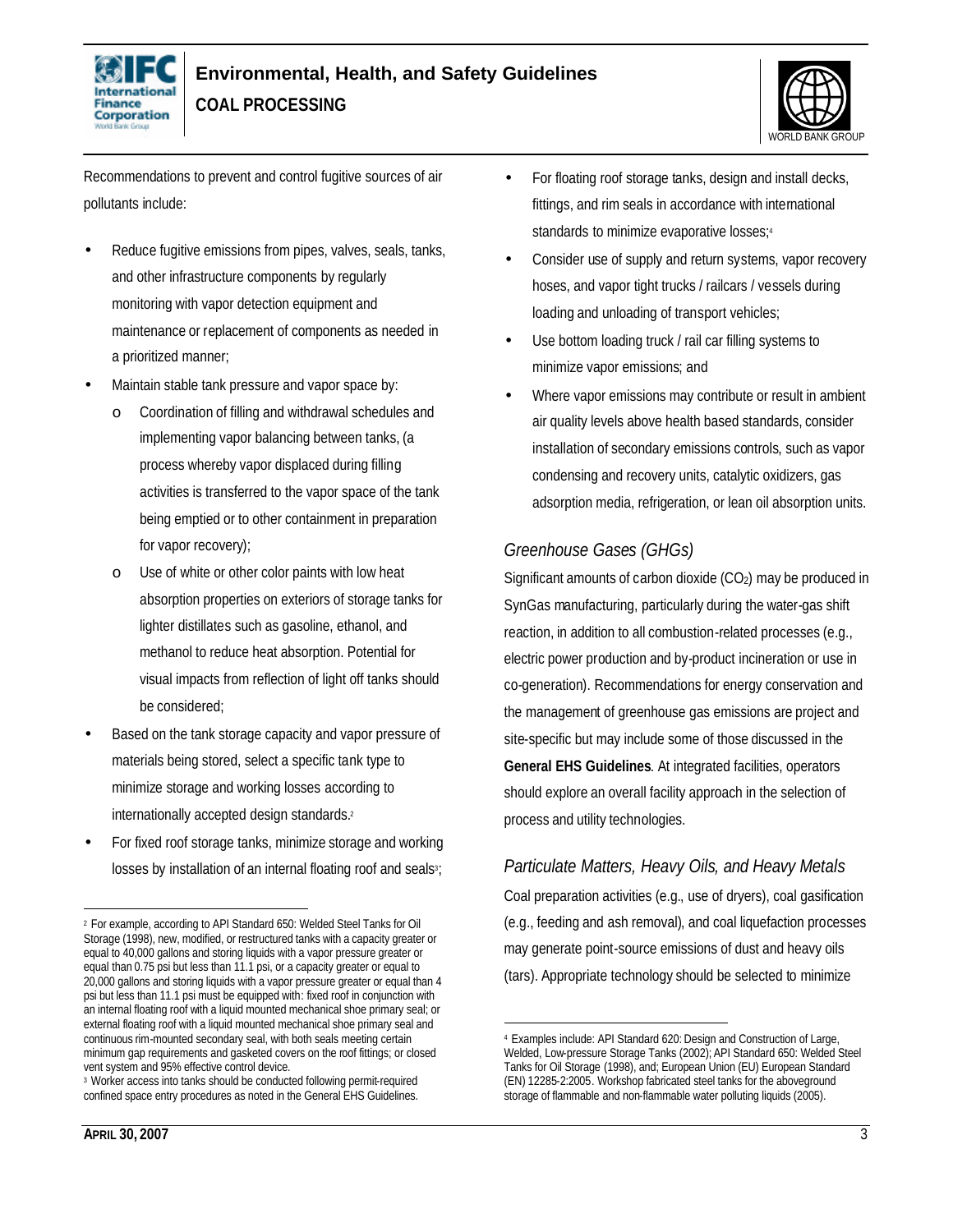Recommendations to prevent and control fugitive sources of air pollutants include:

- Reduce fugitive emissions from pipes, valves, seals, tanks, and other infrastructure components by regularly monitoring with vapor detection equipment and maintenance or replacement of components as needed in a prioritized manner;
- Maintain stable tank pressure and vapor space by:
  - Coordination of filling and withdrawal schedules and implementing vapor balancing between tanks, (a process whereby vapor displaced during filling activities is transferred to the vapor space of the tank being emptied or to other containment in preparation for vapor recovery);
  - Use of white or other color paints with low heat absorption properties on exteriors of storage tanks for lighter distillates such as gasoline, ethanol, and methanol to reduce heat absorption. Potential for visual impacts from reflection of light off tanks should be considered;
- Based on the tank storage capacity and vapor pressure of materials being stored, select a specific tank type to minimize storage and working losses according to internationally accepted design standards.[2]
- For fixed roof storage tanks, minimize storage and working losses by installation of an internal floating roof and seals[3];
- For floating roof storage tanks, design and install decks, fittings, and rim seals in accordance with international standards to minimize evaporative losses;[4]
- Consider use of supply and return systems, vapor recovery hoses, and vapor tight trucks / railcars / vessels during loading and unloading of transport vehicles;
- Use bottom loading truck / rail car filling systems to minimize vapor emissions; and
- Where vapor emissions may contribute or result in ambient air quality levels above health based standards, consider installation of secondary emissions controls, such as vapor condensing and recovery units, catalytic oxidizers, gas adsorption media, refrigeration, or lean oil absorption units.

### *Greenhouse Gases (GHGs)*

Significant amounts of carbon dioxide ($CO_2$) may be produced in SynGas manufacturing, particularly during the water-gas shift reaction, in addition to all combustion-related processes (e.g., electric power production and by-product incineration or use in co-generation). Recommendations for energy conservation and the management of greenhouse gas emissions are project and site-specific but may include some of those discussed in the **General EHS Guidelines**. At integrated facilities, operators should explore an overall facility approach in the selection of process and utility technologies.

### *Particulate Matters, Heavy Oils, and Heavy Metals*

Coal preparation activities (e.g., use of dryers), coal gasification (e.g., feeding and ash removal), and coal liquefaction processes may generate point-source emissions of dust and heavy oils (tars). Appropriate technology should be selected to minimize

---

[2] For example, according to API Standard 650: Welded Steel Tanks for Oil Storage (1998), new, modified, or restructured tanks with a capacity greater or equal to 40,000 gallons and storing liquids with a vapor pressure greater or equal than 0.75 psi but less than 11.1 psi, or a capacity greater or equal to 20,000 gallons and storing liquids with a vapor pressure greater or equal than 4 psi but less than 11.1 psi must be equipped with: fixed roof in conjunction with an internal floating roof with a liquid mounted mechanical shoe primary seal; or external floating roof with a liquid mounted mechanical shoe primary seal and continuous rim-mounted secondary seal, with both seals meeting certain minimum gap requirements and gasketed covers on the roof fittings; or closed vent system and 95% effective control device.

[3] Worker access into tanks should be conducted following permit-required confined space entry procedures as noted in the General EHS Guidelines.

[4] Examples include: API Standard 620: Design and Construction of Large, Welded, Low-pressure Storage Tanks (2002); API Standard 650: Welded Steel Tanks for Oil Storage (1998), and; European Union (EU) European Standard (EN) 12285-2:2005. Workshop fabricated steel tanks for the aboveground storage of flammable and non-flammable water polluting liquids (2005).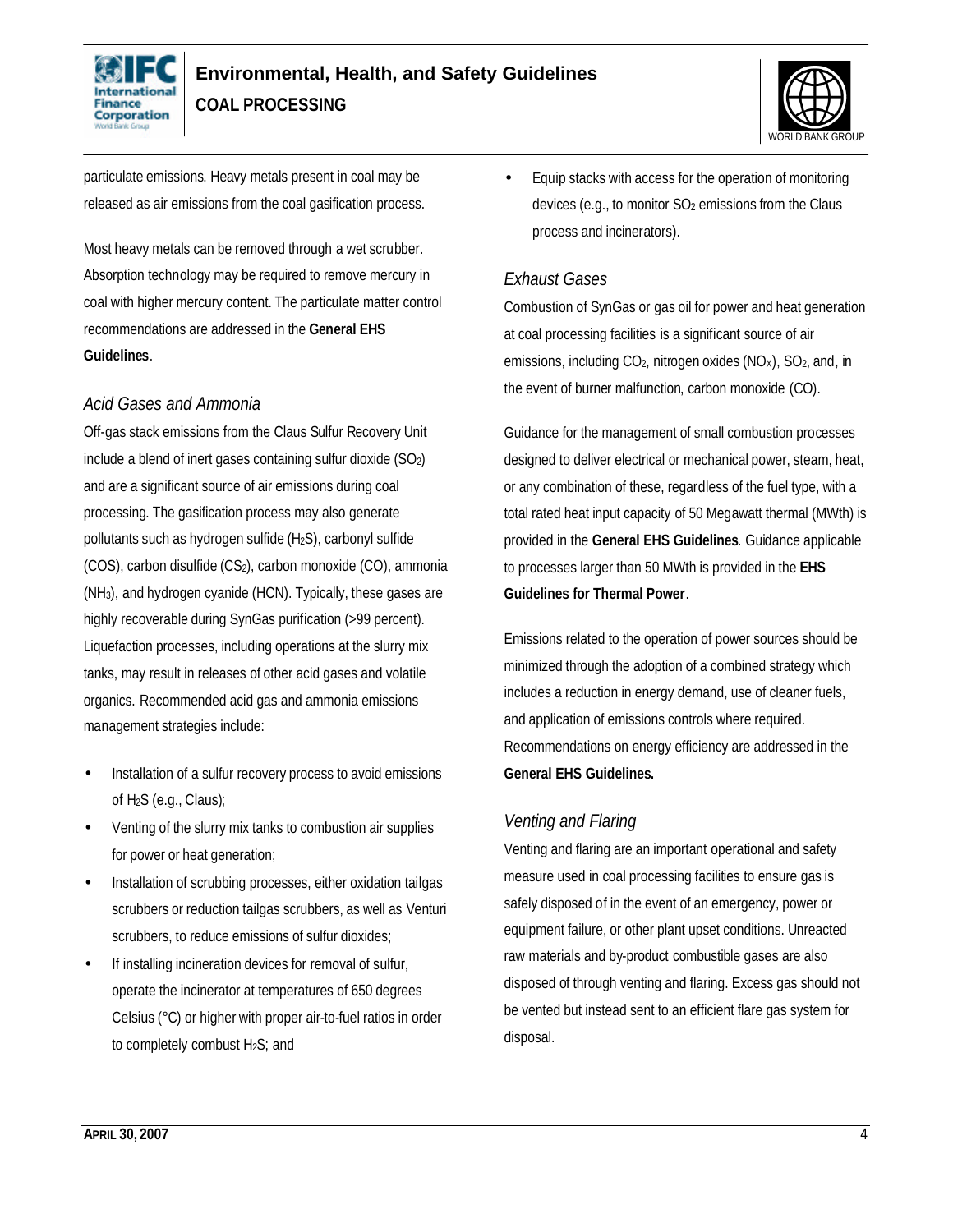particulate emissions. Heavy metals present in coal may be released as air emissions from the coal gasification process.

Most heavy metals can be removed through a wet scrubber. Absorption technology may be required to remove mercury in coal with higher mercury content. The particulate matter control recommendations are addressed in the **General EHS Guidelines**.

### *Acid Gases and Ammonia*

Off-gas stack emissions from the Claus Sulfur Recovery Unit include a blend of inert gases containing sulfur dioxide ($SO_2$) and are a significant source of air emissions during coal processing. The gasification process may also generate pollutants such as hydrogen sulfide ($H_2S$), carbonyl sulfide (COS), carbon disulfide ($CS_2$), carbon monoxide (CO), ammonia ($NH_3$), and hydrogen cyanide (HCN). Typically, these gases are highly recoverable during SynGas purification (>99 percent). Liquefaction processes, including operations at the slurry mix tanks, may result in releases of other acid gases and volatile organics. Recommended acid gas and ammonia emissions management strategies include:

- Installation of a sulfur recovery process to avoid emissions of $H_2S$ (e.g., Claus);
- Venting of the slurry mix tanks to combustion air supplies for power or heat generation;
- Installation of scrubbing processes, either oxidation tailgas scrubbers or reduction tailgas scrubbers, as well as Venturi scrubbers, to reduce emissions of sulfur dioxides;
- If installing incineration devices for removal of sulfur, operate the incinerator at temperatures of 650 degrees Celsius (°C) or higher with proper air-to-fuel ratios in order to completely combust $H_2S$; and
- Equip stacks with access for the operation of monitoring devices (e.g., to monitor $SO_2$ emissions from the Claus process and incinerators).

### *Exhaust Gases*

Combustion of SynGas or gas oil for power and heat generation at coal processing facilities is a significant source of air emissions, including $CO_2$, nitrogen oxides ($NO_X$), $SO_2$, and, in the event of burner malfunction, carbon monoxide (CO).

Guidance for the management of small combustion processes designed to deliver electrical or mechanical power, steam, heat, or any combination of these, regardless of the fuel type, with a total rated heat input capacity of 50 Megawatt thermal (MWth) is provided in the **General EHS Guidelines**. Guidance applicable to processes larger than 50 MWth is provided in the **EHS Guidelines for Thermal Power**.

Emissions related to the operation of power sources should be minimized through the adoption of a combined strategy which includes a reduction in energy demand, use of cleaner fuels, and application of emissions controls where required. Recommendations on energy efficiency are addressed in the **General EHS Guidelines.**

### *Venting and Flaring*

Venting and flaring are an important operational and safety measure used in coal processing facilities to ensure gas is safely disposed of in the event of an emergency, power or equipment failure, or other plant upset conditions. Unreacted raw materials and by-product combustible gases are also disposed of through venting and flaring. Excess gas should not be vented but instead sent to an efficient flare gas system for disposal.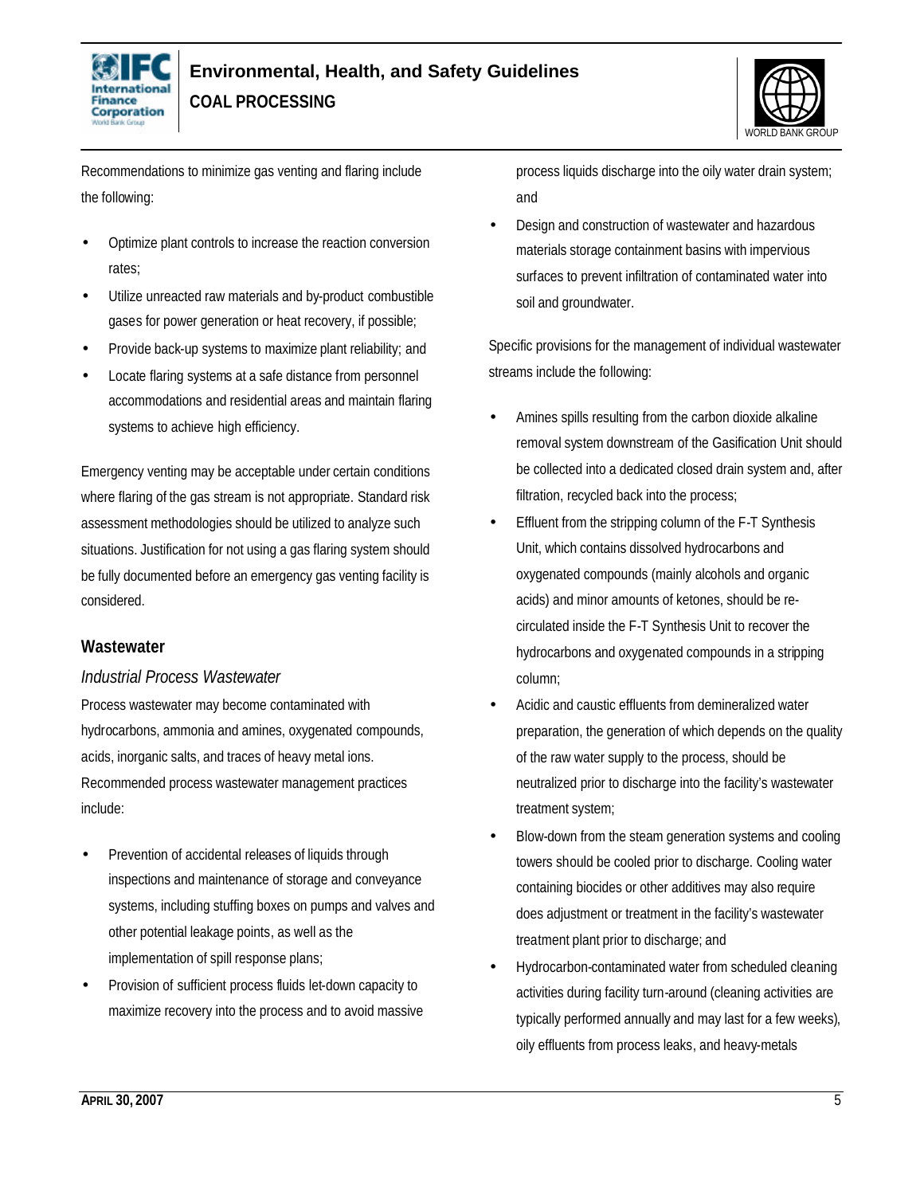Recommendations to minimize gas venting and flaring include the following:

- Optimize plant controls to increase the reaction conversion rates;
- Utilize unreacted raw materials and by-product combustible gases for power generation or heat recovery, if possible;
- Provide back-up systems to maximize plant reliability; and
- Locate flaring systems at a safe distance from personnel accommodations and residential areas and maintain flaring systems to achieve high efficiency.

Emergency venting may be acceptable under certain conditions where flaring of the gas stream is not appropriate. Standard risk assessment methodologies should be utilized to analyze such situations. Justification for not using a gas flaring system should be fully documented before an emergency gas venting facility is considered.

## Wastewater

### *Industrial Process Wastewater*

Process wastewater may become contaminated with hydrocarbons, ammonia and amines, oxygenated compounds, acids, inorganic salts, and traces of heavy metal ions. Recommended process wastewater management practices include:

- Prevention of accidental releases of liquids through inspections and maintenance of storage and conveyance systems, including stuffing boxes on pumps and valves and other potential leakage points, as well as the implementation of spill response plans;
- Provision of sufficient process fluids let-down capacity to maximize recovery into the process and to avoid massive process liquids discharge into the oily water drain system; and
- Design and construction of wastewater and hazardous materials storage containment basins with impervious surfaces to prevent infiltration of contaminated water into soil and groundwater.

Specific provisions for the management of individual wastewater streams include the following:

- Amines spills resulting from the carbon dioxide alkaline removal system downstream of the Gasification Unit should be collected into a dedicated closed drain system and, after filtration, recycled back into the process;
- Effluent from the stripping column of the F-T Synthesis Unit, which contains dissolved hydrocarbons and oxygenated compounds (mainly alcohols and organic acids) and minor amounts of ketones, should be re-circulated inside the F-T Synthesis Unit to recover the hydrocarbons and oxygenated compounds in a stripping column;
- Acidic and caustic effluents from demineralized water preparation, the generation of which depends on the quality of the raw water supply to the process, should be neutralized prior to discharge into the facility's wastewater treatment system;
- Blow-down from the steam generation systems and cooling towers should be cooled prior to discharge. Cooling water containing biocides or other additives may also require does adjustment or treatment in the facility's wastewater treatment plant prior to discharge; and
- Hydrocarbon-contaminated water from scheduled cleaning activities during facility turn-around (cleaning activities are typically performed annually and may last for a few weeks), oily effluents from process leaks, and heavy-metals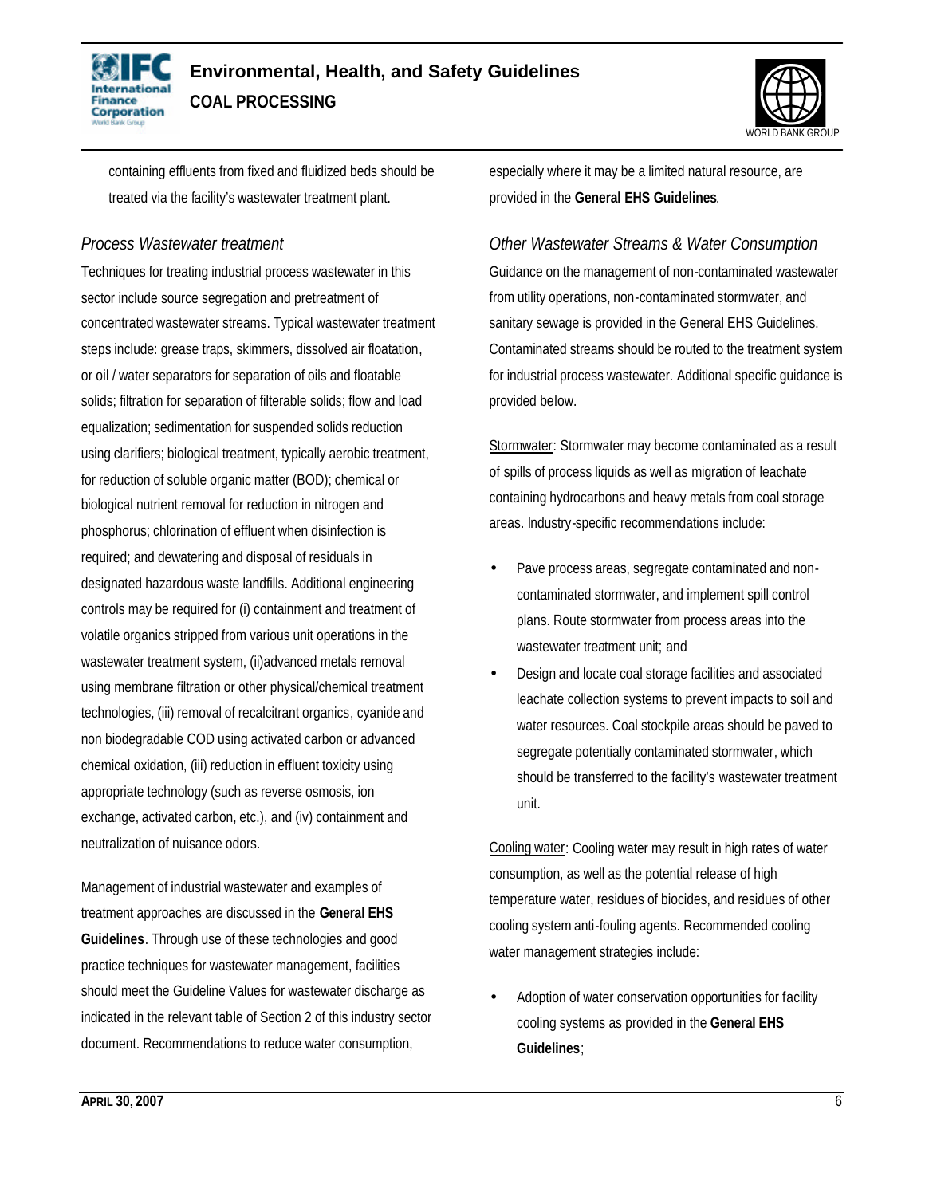containing effluents from fixed and fluidized beds should be treated via the facility's wastewater treatment plant.

### *Process Wastewater treatment*

Techniques for treating industrial process wastewater in this sector include source segregation and pretreatment of concentrated wastewater streams. Typical wastewater treatment steps include: grease traps, skimmers, dissolved air floatation, or oil / water separators for separation of oils and floatable solids; filtration for separation of filterable solids; flow and load equalization; sedimentation for suspended solids reduction using clarifiers; biological treatment, typically aerobic treatment, for reduction of soluble organic matter (BOD); chemical or biological nutrient removal for reduction in nitrogen and phosphorus; chlorination of effluent when disinfection is required; and dewatering and disposal of residuals in designated hazardous waste landfills. Additional engineering controls may be required for (i) containment and treatment of volatile organics stripped from various unit operations in the wastewater treatment system, (ii)advanced metals removal using membrane filtration or other physical/chemical treatment technologies, (iii) removal of recalcitrant organics, cyanide and non biodegradable COD using activated carbon or advanced chemical oxidation, (iii) reduction in effluent toxicity using appropriate technology (such as reverse osmosis, ion exchange, activated carbon, etc.), and (iv) containment and neutralization of nuisance odors.

Management of industrial wastewater and examples of treatment approaches are discussed in the **General EHS Guidelines**. Through use of these technologies and good practice techniques for wastewater management, facilities should meet the Guideline Values for wastewater discharge as indicated in the relevant table of Section 2 of this industry sector document. Recommendations to reduce water consumption, especially where it may be a limited natural resource, are provided in the **General EHS Guidelines**.

### *Other Wastewater Streams & Water Consumption*

Guidance on the management of non-contaminated wastewater from utility operations, non-contaminated stormwater, and sanitary sewage is provided in the General EHS Guidelines. Contaminated streams should be routed to the treatment system for industrial process wastewater. Additional specific guidance is provided below.

Stormwater: Stormwater may become contaminated as a result of spills of process liquids as well as migration of leachate containing hydrocarbons and heavy metals from coal storage areas. Industry-specific recommendations include:

- Pave process areas, segregate contaminated and non-contaminated stormwater, and implement spill control plans. Route stormwater from process areas into the wastewater treatment unit; and
- Design and locate coal storage facilities and associated leachate collection systems to prevent impacts to soil and water resources. Coal stockpile areas should be paved to segregate potentially contaminated stormwater, which should be transferred to the facility's wastewater treatment unit.

Cooling water: Cooling water may result in high rates of water consumption, as well as the potential release of high temperature water, residues of biocides, and residues of other cooling system anti-fouling agents. Recommended cooling water management strategies include:

- Adoption of water conservation opportunities for facility cooling systems as provided in the **General EHS Guidelines**;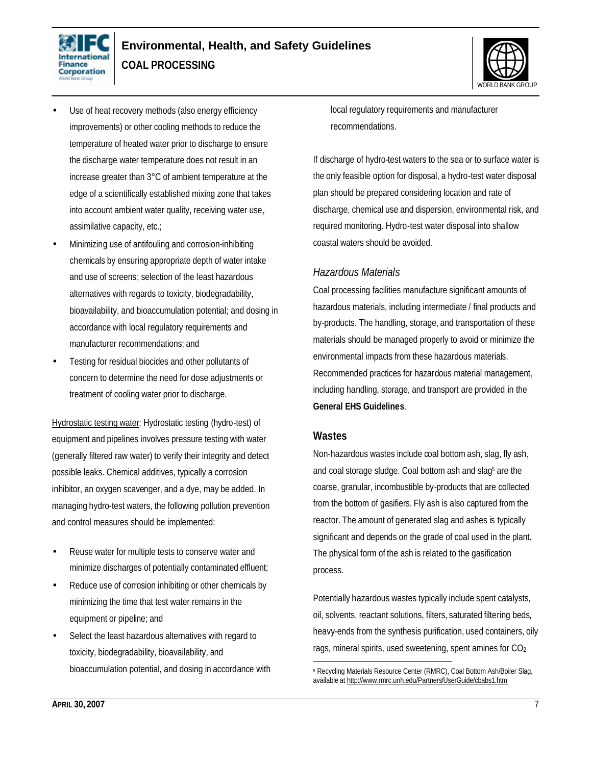- Use of heat recovery methods (also energy efficiency improvements) or other cooling methods to reduce the temperature of heated water prior to discharge to ensure the discharge water temperature does not result in an increase greater than 3°C of ambient temperature at the edge of a scientifically established mixing zone that takes into account ambient water quality, receiving water use, assimilative capacity, etc.;
- Minimizing use of antifouling and corrosion-inhibiting chemicals by ensuring appropriate depth of water intake and use of screens; selection of the least hazardous alternatives with regards to toxicity, biodegradability, bioavailability, and bioaccumulation potential; and dosing in accordance with local regulatory requirements and manufacturer recommendations; and
- Testing for residual biocides and other pollutants of concern to determine the need for dose adjustments or treatment of cooling water prior to discharge.

Hydrostatic testing water: Hydrostatic testing (hydro-test) of equipment and pipelines involves pressure testing with water (generally filtered raw water) to verify their integrity and detect possible leaks. Chemical additives, typically a corrosion inhibitor, an oxygen scavenger, and a dye, may be added. In managing hydro-test waters, the following pollution prevention and control measures should be implemented:

- Reuse water for multiple tests to conserve water and minimize discharges of potentially contaminated effluent;
- Reduce use of corrosion inhibiting or other chemicals by minimizing the time that test water remains in the equipment or pipeline; and
- Select the least hazardous alternatives with regard to toxicity, biodegradability, bioavailability, and bioaccumulation potential, and dosing in accordance with local regulatory requirements and manufacturer recommendations.

If discharge of hydro-test waters to the sea or to surface water is the only feasible option for disposal, a hydro-test water disposal plan should be prepared considering location and rate of discharge, chemical use and dispersion, environmental risk, and required monitoring. Hydro-test water disposal into shallow coastal waters should be avoided.

### *Hazardous Materials*

Coal processing facilities manufacture significant amounts of hazardous materials, including intermediate / final products and by-products. The handling, storage, and transportation of these materials should be managed properly to avoid or minimize the environmental impacts from these hazardous materials. Recommended practices for hazardous material management, including handling, storage, and transport are provided in the **General EHS Guidelines**.

## Wastes

Non-hazardous wastes include coal bottom ash, slag, fly ash, and coal storage sludge. Coal bottom ash and slag[5] are the coarse, granular, incombustible by-products that are collected from the bottom of gasifiers. Fly ash is also captured from the reactor. The amount of generated slag and ashes is typically significant and depends on the grade of coal used in the plant. The physical form of the ash is related to the gasification process.

Potentially hazardous wastes typically include spent catalysts, oil, solvents, reactant solutions, filters, saturated filtering beds, heavy-ends from the synthesis purification, used containers, oily rags, mineral spirits, used sweetening, spent amines for $CO_2$

[5] Recycling Materials Resource Center (RMRC), Coal Bottom Ash/Boiler Slag, available at http://www.rmrc.unh.edu/Partners/UserGuide/cbabs1.htm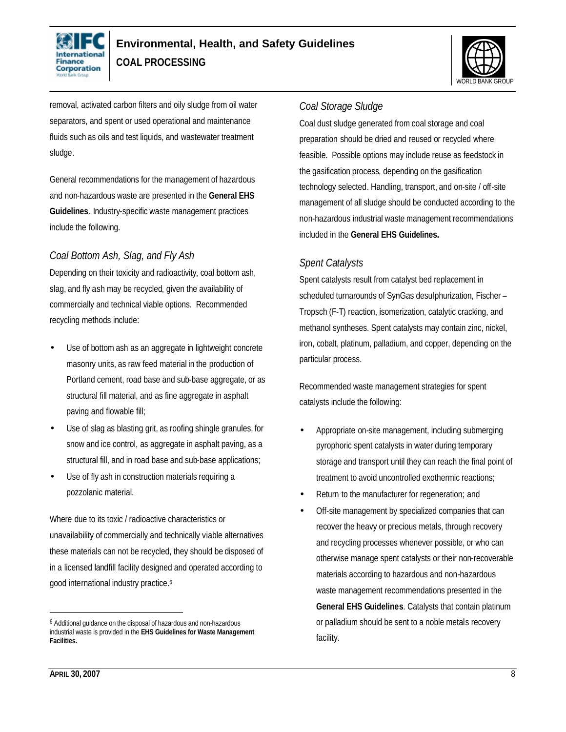removal, activated carbon filters and oily sludge from oil water separators, and spent or used operational and maintenance fluids such as oils and test liquids, and wastewater treatment sludge.

General recommendations for the management of hazardous and non-hazardous waste are presented in the **General EHS Guidelines**. Industry-specific waste management practices include the following.

### *Coal Bottom Ash, Slag, and Fly Ash*

Depending on their toxicity and radioactivity, coal bottom ash, slag, and fly ash may be recycled, given the availability of commercially and technical viable options. Recommended recycling methods include:

- Use of bottom ash as an aggregate in lightweight concrete masonry units, as raw feed material in the production of Portland cement, road base and sub-base aggregate, or as structural fill material, and as fine aggregate in asphalt paving and flowable fill;
- Use of slag as blasting grit, as roofing shingle granules, for snow and ice control, as aggregate in asphalt paving, as a structural fill, and in road base and sub-base applications;
- Use of fly ash in construction materials requiring a pozzolanic material.

Where due to its toxic / radioactive characteristics or unavailability of commercially and technically viable alternatives these materials can not be recycled, they should be disposed of in a licensed landfill facility designed and operated according to good international industry practice.[6]

[6] Additional guidance on the disposal of hazardous and non-hazardous industrial waste is provided in the **EHS Guidelines for Waste Management Facilities.**

### *Coal Storage Sludge*

Coal dust sludge generated from coal storage and coal preparation should be dried and reused or recycled where feasible. Possible options may include reuse as feedstock in the gasification process, depending on the gasification technology selected. Handling, transport, and on-site / off-site management of all sludge should be conducted according to the non-hazardous industrial waste management recommendations included in the **General EHS Guidelines.**

### *Spent Catalysts*

Spent catalysts result from catalyst bed replacement in scheduled turnarounds of SynGas desulphurization, Fischer – Tropsch (F-T) reaction, isomerization, catalytic cracking, and methanol syntheses. Spent catalysts may contain zinc, nickel, iron, cobalt, platinum, palladium, and copper, depending on the particular process.

Recommended waste management strategies for spent catalysts include the following:

- Appropriate on-site management, including submerging pyrophoric spent catalysts in water during temporary storage and transport until they can reach the final point of treatment to avoid uncontrolled exothermic reactions;
- Return to the manufacturer for regeneration; and
- Off-site management by specialized companies that can recover the heavy or precious metals, through recovery and recycling processes whenever possible, or who can otherwise manage spent catalysts or their non-recoverable materials according to hazardous and non-hazardous waste management recommendations presented in the **General EHS Guidelines**. Catalysts that contain platinum or palladium should be sent to a noble metals recovery facility.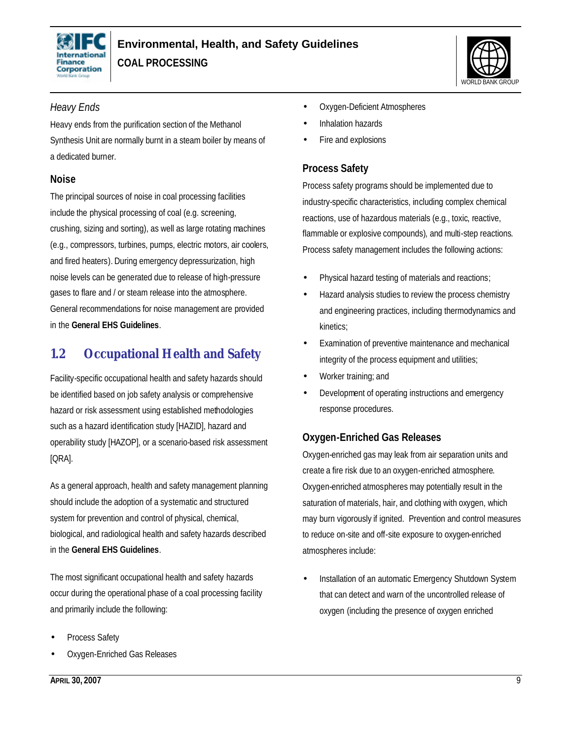*Heavy Ends*

Heavy ends from the purification section of the Methanol Synthesis Unit are normally burnt in a steam boiler by means of a dedicated burner.

### Noise

The principal sources of noise in coal processing facilities include the physical processing of coal (e.g. screening, crushing, sizing and sorting), as well as large rotating machines (e.g., compressors, turbines, pumps, electric motors, air coolers, and fired heaters). During emergency depressurization, high noise levels can be generated due to release of high-pressure gases to flare and / or steam release into the atmosphere. General recommendations for noise management are provided in the **General EHS Guidelines**.

## 1.2 Occupational Health and Safety

Facility-specific occupational health and safety hazards should be identified based on job safety analysis or comprehensive hazard or risk assessment using established methodologies such as a hazard identification study [HAZID], hazard and operability study [HAZOP], or a scenario-based risk assessment [QRA].

As a general approach, health and safety management planning should include the adoption of a systematic and structured system for prevention and control of physical, chemical, biological, and radiological health and safety hazards described in the **General EHS Guidelines**.

The most significant occupational health and safety hazards occur during the operational phase of a coal processing facility and primarily include the following:

- Process Safety
- Oxygen-Enriched Gas Releases
- Oxygen-Deficient Atmospheres
- Inhalation hazards
- Fire and explosions

### Process Safety

Process safety programs should be implemented due to industry-specific characteristics, including complex chemical reactions, use of hazardous materials (e.g., toxic, reactive, flammable or explosive compounds), and multi-step reactions. Process safety management includes the following actions:

- Physical hazard testing of materials and reactions;
- Hazard analysis studies to review the process chemistry and engineering practices, including thermodynamics and kinetics;
- Examination of preventive maintenance and mechanical integrity of the process equipment and utilities;
- Worker training; and
- Development of operating instructions and emergency response procedures.

### Oxygen-Enriched Gas Releases

Oxygen-enriched gas may leak from air separation units and create a fire risk due to an oxygen-enriched atmosphere. Oxygen-enriched atmospheres may potentially result in the saturation of materials, hair, and clothing with oxygen, which may burn vigorously if ignited. Prevention and control measures to reduce on-site and off-site exposure to oxygen-enriched atmospheres include:

- Installation of an automatic Emergency Shutdown System that can detect and warn of the uncontrolled release of oxygen (including the presence of oxygen enriched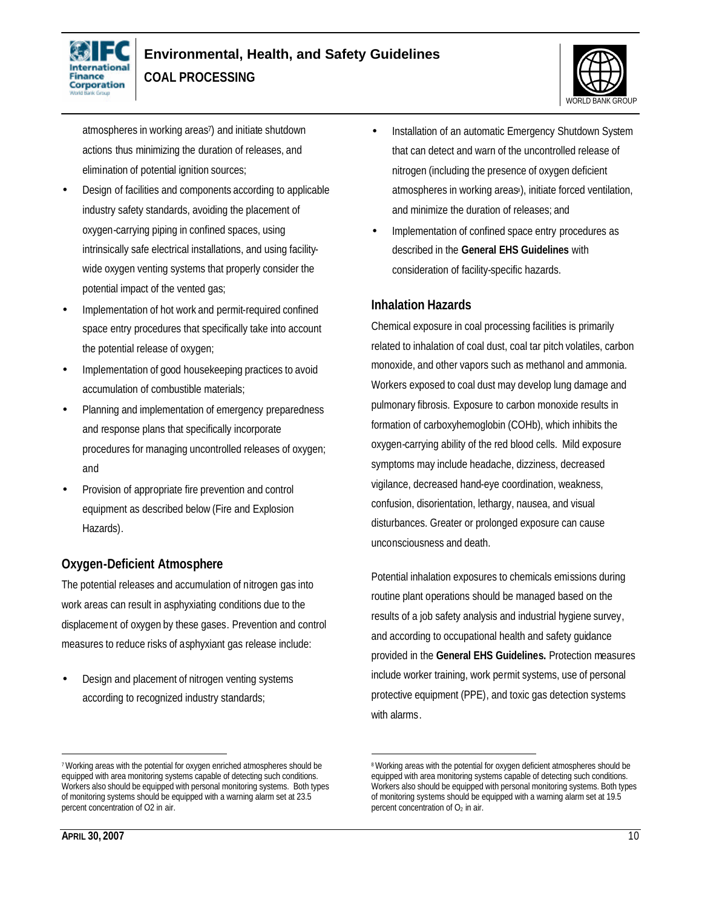atmospheres in working areas[7]) and initiate shutdown actions thus minimizing the duration of releases, and elimination of potential ignition sources;

- Design of facilities and components according to applicable industry safety standards, avoiding the placement of oxygen-carrying piping in confined spaces, using intrinsically safe electrical installations, and using facility-wide oxygen venting systems that properly consider the potential impact of the vented gas;
- Implementation of hot work and permit-required confined space entry procedures that specifically take into account the potential release of oxygen;
- Implementation of good housekeeping practices to avoid accumulation of combustible materials;
- Planning and implementation of emergency preparedness and response plans that specifically incorporate procedures for managing uncontrolled releases of oxygen; and
- Provision of appropriate fire prevention and control equipment as described below (Fire and Explosion Hazards).

## Oxygen-Deficient Atmosphere

The potential releases and accumulation of nitrogen gas into work areas can result in asphyxiating conditions due to the displacement of oxygen by these gases. Prevention and control measures to reduce risks of asphyxiant gas release include:

- Design and placement of nitrogen venting systems according to recognized industry standards;
- Installation of an automatic Emergency Shutdown System that can detect and warn of the uncontrolled release of nitrogen (including the presence of oxygen deficient atmospheres in working areas[8]), initiate forced ventilation, and minimize the duration of releases; and
- Implementation of confined space entry procedures as described in the **General EHS Guidelines** with consideration of facility-specific hazards.

## Inhalation Hazards

Chemical exposure in coal processing facilities is primarily related to inhalation of coal dust, coal tar pitch volatiles, carbon monoxide, and other vapors such as methanol and ammonia. Workers exposed to coal dust may develop lung damage and pulmonary fibrosis. Exposure to carbon monoxide results in formation of carboxyhemoglobin (COHb), which inhibits the oxygen-carrying ability of the red blood cells. Mild exposure symptoms may include headache, dizziness, decreased vigilance, decreased hand-eye coordination, weakness, confusion, disorientation, lethargy, nausea, and visual disturbances. Greater or prolonged exposure can cause unconsciousness and death.

Potential inhalation exposures to chemicals emissions during routine plant operations should be managed based on the results of a job safety analysis and industrial hygiene survey, and according to occupational health and safety guidance provided in the **General EHS Guidelines.** Protection measures include worker training, work permit systems, use of personal protective equipment (PPE), and toxic gas detection systems with alarms.

---

[7] Working areas with the potential for oxygen enriched atmospheres should be equipped with area monitoring systems capable of detecting such conditions. Workers also should be equipped with personal monitoring systems. Both types of monitoring systems should be equipped with a warning alarm set at 23.5 percent concentration of O2 in air.

[8] Working areas with the potential for oxygen deficient atmospheres should be equipped with area monitoring systems capable of detecting such conditions. Workers also should be equipped with personal monitoring systems. Both types of monitoring systems should be equipped with a warning alarm set at 19.5 percent concentration of $O_2$ in air.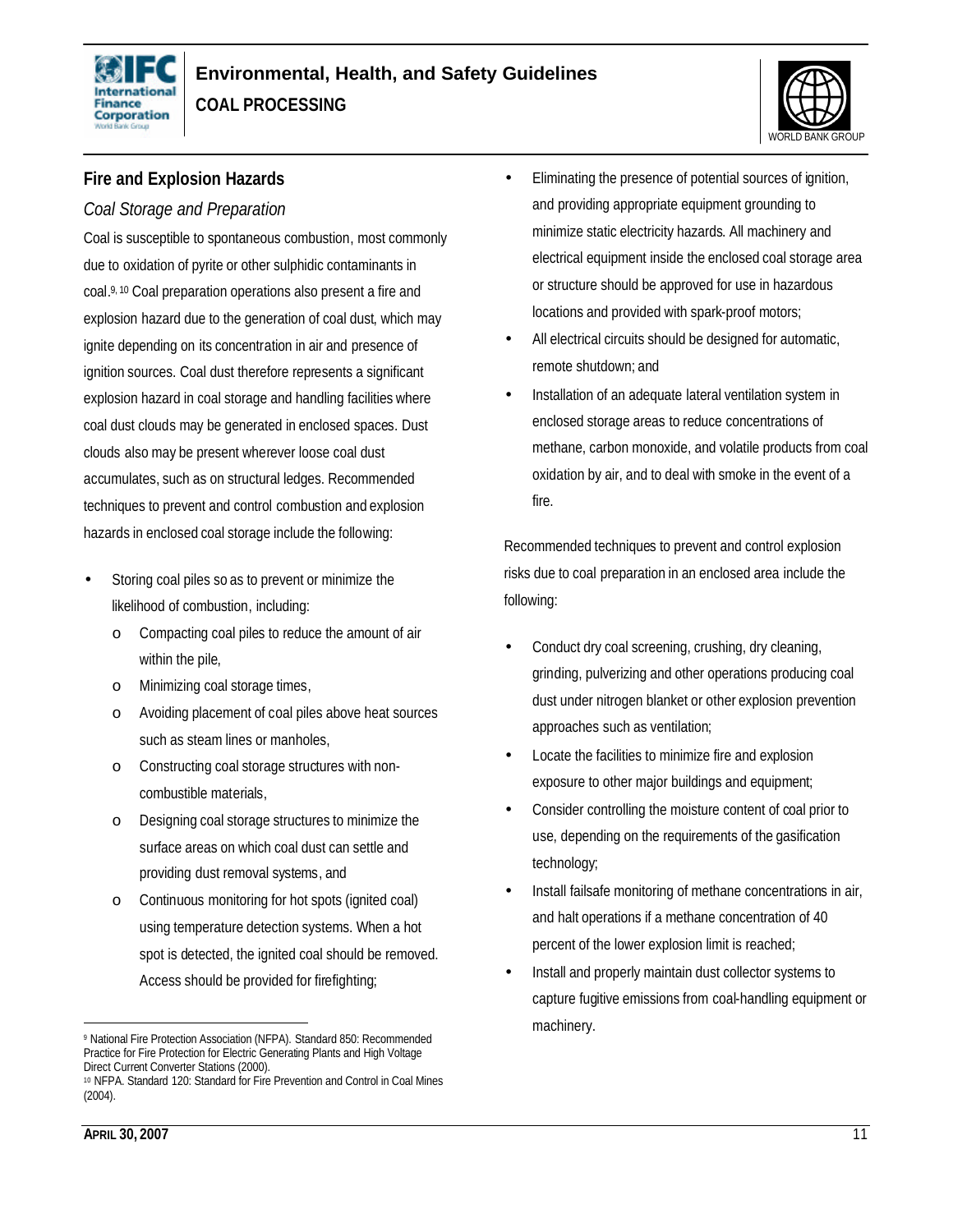## Fire and Explosion Hazards

### *Coal Storage and Preparation*

Coal is susceptible to spontaneous combustion, most commonly due to oxidation of pyrite or other sulphidic contaminants in coal.[9, 10] Coal preparation operations also present a fire and explosion hazard due to the generation of coal dust, which may ignite depending on its concentration in air and presence of ignition sources. Coal dust therefore represents a significant explosion hazard in coal storage and handling facilities where coal dust clouds may be generated in enclosed spaces. Dust clouds also may be present wherever loose coal dust accumulates, such as on structural ledges. Recommended techniques to prevent and control combustion and explosion hazards in enclosed coal storage include the following:

- Storing coal piles so as to prevent or minimize the likelihood of combustion, including:
  - Compacting coal piles to reduce the amount of air within the pile,
  - Minimizing coal storage times,
  - Avoiding placement of coal piles above heat sources such as steam lines or manholes,
  - Constructing coal storage structures with non-combustible materials,
  - Designing coal storage structures to minimize the surface areas on which coal dust can settle and providing dust removal systems, and
  - Continuous monitoring for hot spots (ignited coal) using temperature detection systems. When a hot spot is detected, the ignited coal should be removed. Access should be provided for firefighting;
- Eliminating the presence of potential sources of ignition, and providing appropriate equipment grounding to minimize static electricity hazards. All machinery and electrical equipment inside the enclosed coal storage area or structure should be approved for use in hazardous locations and provided with spark-proof motors;
- All electrical circuits should be designed for automatic, remote shutdown; and
- Installation of an adequate lateral ventilation system in enclosed storage areas to reduce concentrations of methane, carbon monoxide, and volatile products from coal oxidation by air, and to deal with smoke in the event of a fire.

Recommended techniques to prevent and control explosion risks due to coal preparation in an enclosed area include the following:

- Conduct dry coal screening, crushing, dry cleaning, grinding, pulverizing and other operations producing coal dust under nitrogen blanket or other explosion prevention approaches such as ventilation;
- Locate the facilities to minimize fire and explosion exposure to other major buildings and equipment;
- Consider controlling the moisture content of coal prior to use, depending on the requirements of the gasification technology;
- Install failsafe monitoring of methane concentrations in air, and halt operations if a methane concentration of 40 percent of the lower explosion limit is reached;
- Install and properly maintain dust collector systems to capture fugitive emissions from coal-handling equipment or machinery.

---

[9] National Fire Protection Association (NFPA). Standard 850: Recommended Practice for Fire Protection for Electric Generating Plants and High Voltage Direct Current Converter Stations (2000).

[10] NFPA. Standard 120: Standard for Fire Prevention and Control in Coal Mines (2004).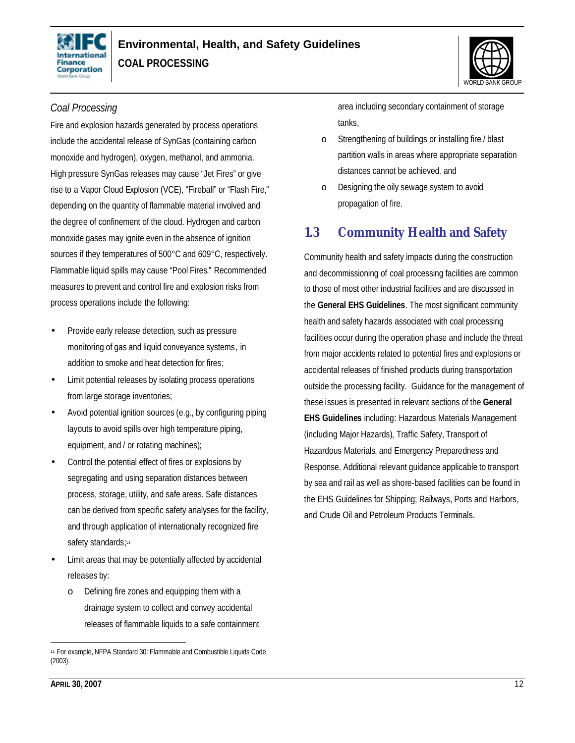*Coal Processing*

Fire and explosion hazards generated by process operations include the accidental release of SynGas (containing carbon monoxide and hydrogen), oxygen, methanol, and ammonia. High pressure SynGas releases may cause "Jet Fires" or give rise to a Vapor Cloud Explosion (VCE), "Fireball" or "Flash Fire," depending on the quantity of flammable material involved and the degree of confinement of the cloud. Hydrogen and carbon monoxide gases may ignite even in the absence of ignition sources if they temperatures of 500°C and 609°C, respectively. Flammable liquid spills may cause "Pool Fires." Recommended measures to prevent and control fire and explosion risks from process operations include the following:

- Provide early release detection, such as pressure monitoring of gas and liquid conveyance systems, in addition to smoke and heat detection for fires;
- Limit potential releases by isolating process operations from large storage inventories;
- Avoid potential ignition sources (e.g., by configuring piping layouts to avoid spills over high temperature piping, equipment, and / or rotating machines);
- Control the potential effect of fires or explosions by segregating and using separation distances between process, storage, utility, and safe areas. Safe distances can be derived from specific safety analyses for the facility, and through application of internationally recognized fire safety standards;[11]
- Limit areas that may be potentially affected by accidental releases by:
    - Defining fire zones and equipping them with a drainage system to collect and convey accidental releases of flammable liquids to a safe containment area including secondary containment of storage tanks,
    - Strengthening of buildings or installing fire / blast partition walls in areas where appropriate separation distances cannot be achieved, and
    - Designing the oily sewage system to avoid propagation of fire.

## 1.3 Community Health and Safety

Community health and safety impacts during the construction and decommissioning of coal processing facilities are common to those of most other industrial facilities and are discussed in the **General EHS Guidelines**. The most significant community health and safety hazards associated with coal processing facilities occur during the operation phase and include the threat from major accidents related to potential fires and explosions or accidental releases of finished products during transportation outside the processing facility. Guidance for the management of these issues is presented in relevant sections of the **General EHS Guidelines** including: Hazardous Materials Management (including Major Hazards), Traffic Safety, Transport of Hazardous Materials, and Emergency Preparedness and Response. Additional relevant guidance applicable to transport by sea and rail as well as shore-based facilities can be found in the EHS Guidelines for Shipping; Railways, Ports and Harbors, and Crude Oil and Petroleum Products Terminals.

[11] For example, NFPA Standard 30: Flammable and Combustible Liquids Code (2003).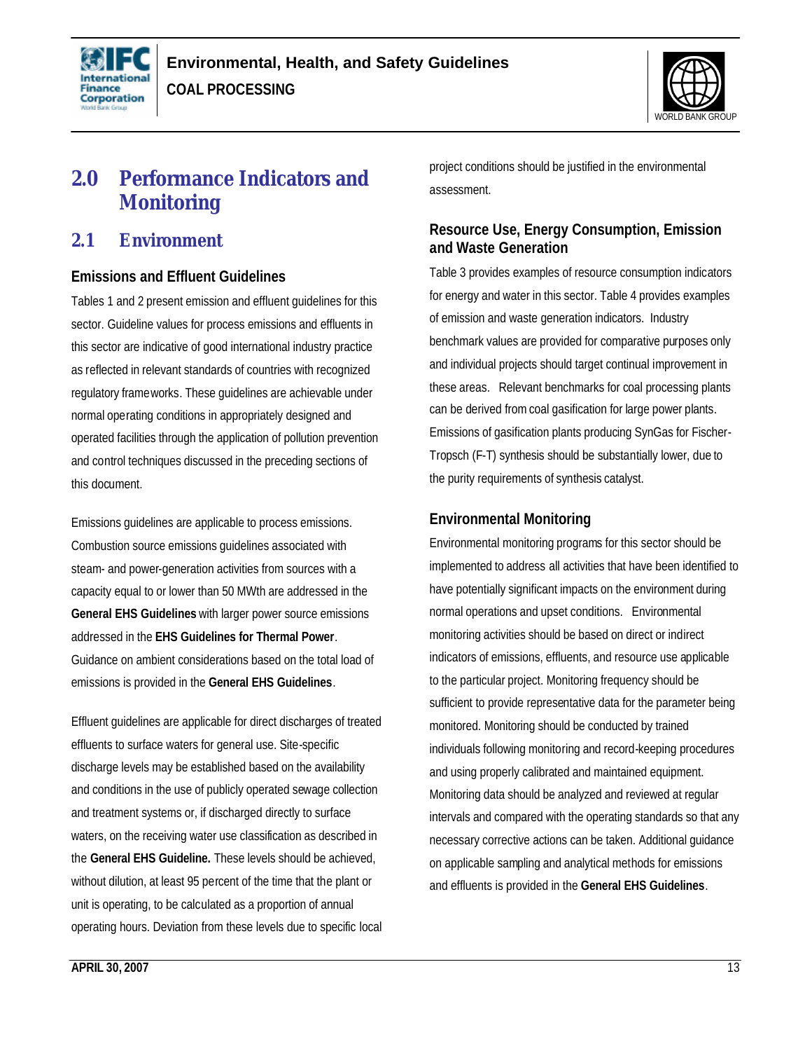# 2.0 Performance Indicators and Monitoring

## 2.1 Environment

### Emissions and Effluent Guidelines

Tables 1 and 2 present emission and effluent guidelines for this sector. Guideline values for process emissions and effluents in this sector are indicative of good international industry practice as reflected in relevant standards of countries with recognized regulatory frameworks. These guidelines are achievable under normal operating conditions in appropriately designed and operated facilities through the application of pollution prevention and control techniques discussed in the preceding sections of this document.

Emissions guidelines are applicable to process emissions. Combustion source emissions guidelines associated with steam- and power-generation activities from sources with a capacity equal to or lower than 50 MWth are addressed in the **General EHS Guidelines** with larger power source emissions addressed in the **EHS Guidelines for Thermal Power**. Guidance on ambient considerations based on the total load of emissions is provided in the **General EHS Guidelines**.

Effluent guidelines are applicable for direct discharges of treated effluents to surface waters for general use. Site-specific discharge levels may be established based on the availability and conditions in the use of publicly operated sewage collection and treatment systems or, if discharged directly to surface waters, on the receiving water use classification as described in the **General EHS Guideline.** These levels should be achieved, without dilution, at least 95 percent of the time that the plant or unit is operating, to be calculated as a proportion of annual operating hours. Deviation from these levels due to specific local project conditions should be justified in the environmental assessment.

### Resource Use, Energy Consumption, Emission and Waste Generation

Table 3 provides examples of resource consumption indicators for energy and water in this sector. Table 4 provides examples of emission and waste generation indicators. Industry benchmark values are provided for comparative purposes only and individual projects should target continual improvement in these areas. Relevant benchmarks for coal processing plants can be derived from coal gasification for large power plants. Emissions of gasification plants producing SynGas for Fischer-Tropsch (F-T) synthesis should be substantially lower, due to the purity requirements of synthesis catalyst.

### Environmental Monitoring

Environmental monitoring programs for this sector should be implemented to address all activities that have been identified to have potentially significant impacts on the environment during normal operations and upset conditions. Environmental monitoring activities should be based on direct or indirect indicators of emissions, effluents, and resource use applicable to the particular project. Monitoring frequency should be sufficient to provide representative data for the parameter being monitored. Monitoring should be conducted by trained individuals following monitoring and record-keeping procedures and using properly calibrated and maintained equipment. Monitoring data should be analyzed and reviewed at regular intervals and compared with the operating standards so that any necessary corrective actions can be taken. Additional guidance on applicable sampling and analytical methods for emissions and effluents is provided in the **General EHS Guidelines**.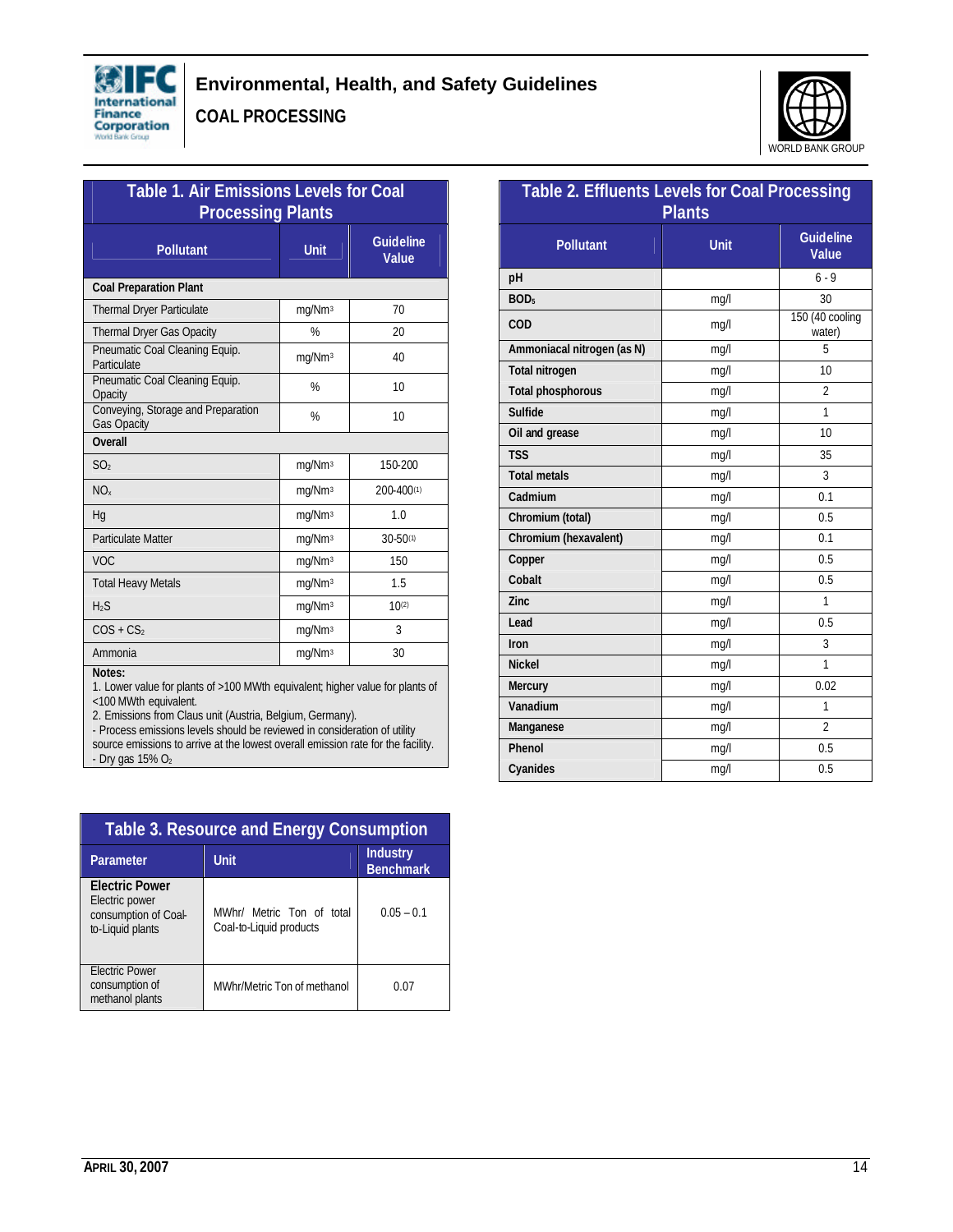**Table 1. Air Emissions Levels for Coal Processing Plants**

| Pollutant | Unit | Guideline Value |
|---|---|---|
| **Coal Preparation Plant** | | |
| Thermal Dryer Particulate | mg/Nm³ | 70 |
| Thermal Dryer Gas Opacity | % | 20 |
| Pneumatic Coal Cleaning Equip. Particulate | mg/Nm³ | 40 |
| Pneumatic Coal Cleaning Equip. Opacity | % | 10 |
| Conveying, Storage and Preparation Gas Opacity | % | 10 |
| **Overall** | | |
| $SO_2$ | mg/Nm³ | 150-200 |
| $NO_x$ | mg/Nm³ | 200-400[1] |
| Hg | mg/Nm³ | 1.0 |
| Particulate Matter | mg/Nm³ | 30-50[1] |
| VOC | mg/Nm³ | 150 |
| Total Heavy Metals | mg/Nm³ | 1.5 |
| $H_2S$ | mg/Nm³ | 10[2] |
| COS + $CS_2$ | mg/Nm³ | 3 |
| Ammonia | mg/Nm³ | 30 |

**Notes:**
1. Lower value for plants of >100 MWth equivalent; higher value for plants of <100 MWth equivalent.
2. Emissions from Claus unit (Austria, Belgium, Germany).
- Process emissions levels should be reviewed in consideration of utility source emissions to arrive at the lowest overall emission rate for the facility.
- Dry gas 15% $O_2$

**Table 2. Effluents Levels for Coal Processing Plants**

| Pollutant | Unit | Guideline Value |
|---|---|---|
| **pH** | | 6 - 9 |
| **$BOD_5$** | mg/l | 30 |
| **COD** | mg/l | 150 (40 cooling water) |
| **Ammoniacal nitrogen (as N)** | mg/l | 5 |
| **Total nitrogen** | mg/l | 10 |
| **Total phosphorous** | mg/l | 2 |
| **Sulfide** | mg/l | 1 |
| **Oil and grease** | mg/l | 10 |
| **TSS** | mg/l | 35 |
| **Total metals** | mg/l | 3 |
| **Cadmium** | mg/l | 0.1 |
| **Chromium (total)** | mg/l | 0.5 |
| **Chromium (hexavalent)** | mg/l | 0.1 |
| **Copper** | mg/l | 0.5 |
| **Cobalt** | mg/l | 0.5 |
| **Zinc** | mg/l | 1 |
| **Lead** | mg/l | 0.5 |
| **Iron** | mg/l | 3 |
| **Nickel** | mg/l | 1 |
| **Mercury** | mg/l | 0.02 |
| **Vanadium** | mg/l | 1 |
| **Manganese** | mg/l | 2 |
| **Phenol** | mg/l | 0.5 |
| **Cyanides** | mg/l | 0.5 |

**Table 3. Resource and Energy Consumption**

| Parameter | Unit | Industry Benchmark |
|---|---|---|
| **Electric Power** Electric power consumption of Coal-to-Liquid plants | MWhr/ Metric Ton of total Coal-to-Liquid products | 0.05 – 0.1 |
| Electric Power consumption of methanol plants | MWhr/Metric Ton of methanol | 0.07 |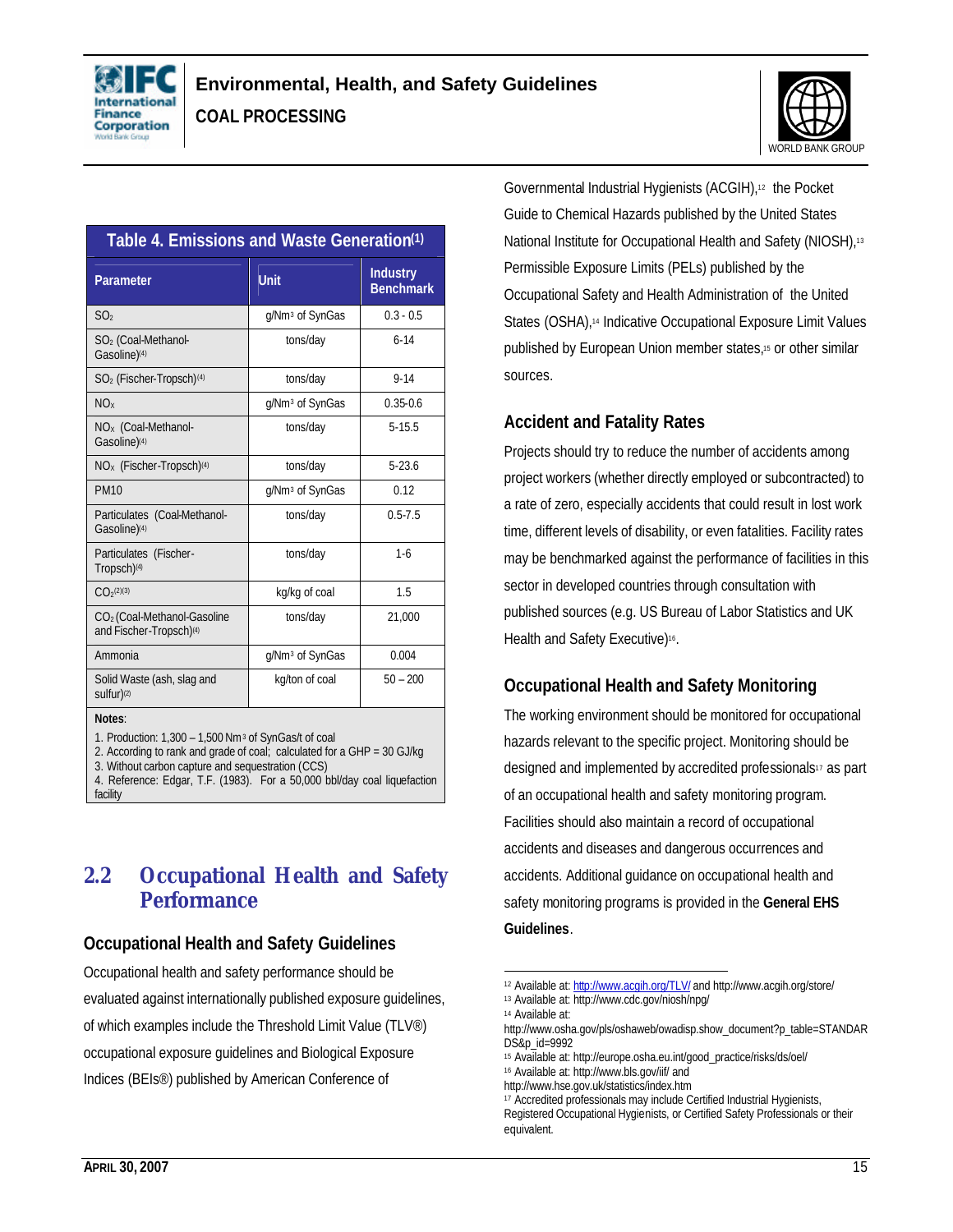**Table 4. Emissions and Waste Generation[1]**

| Parameter | Unit | Industry Benchmark |
|---|---|---|
| $SO_2$ | g/Nm³ of SynGas | 0.3 - 0.5 |
| $SO_2$ (Coal-Methanol-Gasoline)[4] | tons/day | 6-14 |
| $SO_2$ (Fischer-Tropsch)[4] | tons/day | 9-14 |
| $NO_X$ | g/Nm³ of SynGas | 0.35-0.6 |
| $NO_X$ (Coal-Methanol-Gasoline)[4] | tons/day | 5-15.5 |
| $NO_X$ (Fischer-Tropsch)[4] | tons/day | 5-23.6 |
| PM10 | g/Nm³ of SynGas | 0.12 |
| Particulates (Coal-Methanol-Gasoline)[4] | tons/day | 0.5-7.5 |
| Particulates (Fischer-Tropsch)[4] | tons/day | 1-6 |
| $CO_2$[2][3] | kg/kg of coal | 1.5 |
| $CO_2$ (Coal-Methanol-Gasoline and Fischer-Tropsch)[4] | tons/day | 21,000 |
| Ammonia | g/Nm³ of SynGas | 0.004 |
| Solid Waste (ash, slag and sulfur)[2] | kg/ton of coal | 50 – 200 |

**Notes**:
1. Production: 1,300 – 1,500 Nm³ of SynGas/t of coal
2. According to rank and grade of coal; calculated for a GHP = 30 GJ/kg
3. Without carbon capture and sequestration (CCS)
4. Reference: Edgar, T.F. (1983). For a 50,000 bbl/day coal liquefaction facility

## 2.2 Occupational Health and Safety Performance

### Occupational Health and Safety Guidelines

Occupational health and safety performance should be evaluated against internationally published exposure guidelines, of which examples include the Threshold Limit Value (TLV®) occupational exposure guidelines and Biological Exposure Indices (BEIs®) published by American Conference of Governmental Industrial Hygienists (ACGIH),[12] the Pocket Guide to Chemical Hazards published by the United States National Institute for Occupational Health and Safety (NIOSH),[13] Permissible Exposure Limits (PELs) published by the Occupational Safety and Health Administration of the United States (OSHA),[14] Indicative Occupational Exposure Limit Values published by European Union member states,[15] or other similar sources.

### Accident and Fatality Rates

Projects should try to reduce the number of accidents among project workers (whether directly employed or subcontracted) to a rate of zero, especially accidents that could result in lost work time, different levels of disability, or even fatalities. Facility rates may be benchmarked against the performance of facilities in this sector in developed countries through consultation with published sources (e.g. US Bureau of Labor Statistics and UK Health and Safety Executive)[16].

### Occupational Health and Safety Monitoring

The working environment should be monitored for occupational hazards relevant to the specific project. Monitoring should be designed and implemented by accredited professionals[17] as part of an occupational health and safety monitoring program. Facilities should also maintain a record of occupational accidents and diseases and dangerous occurrences and accidents. Additional guidance on occupational health and safety monitoring programs is provided in the **General EHS Guidelines**.

---

[12] Available at: http://www.acgih.org/TLV/ and http://www.acgih.org/store/
[13] Available at: http://www.cdc.gov/niosh/npg/
[14] Available at: http://www.osha.gov/pls/oshaweb/owadisp.show_document?p_table=STANDARDS&p_id=9992
[15] Available at: http://europe.osha.eu.int/good_practice/risks/ds/oel/
[16] Available at: http://www.bls.gov/iif/ and http://www.hse.gov.uk/statistics/index.htm
[17] Accredited professionals may include Certified Industrial Hygienists, Registered Occupational Hygienists, or Certified Safety Professionals or their equivalent.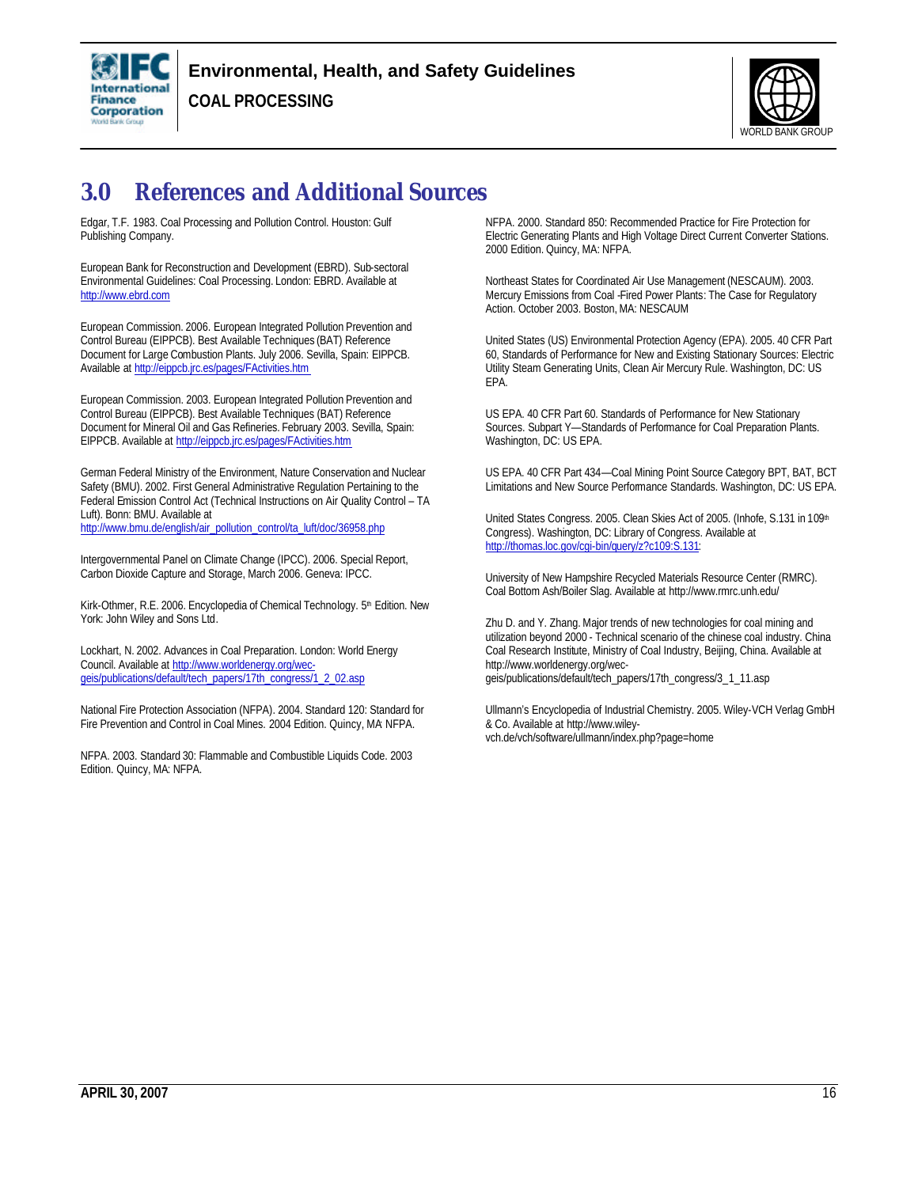# 3.0 References and Additional Sources

Edgar, T.F. 1983. Coal Processing and Pollution Control. Houston: Gulf Publishing Company.

European Bank for Reconstruction and Development (EBRD). Sub-sectoral Environmental Guidelines: Coal Processing. London: EBRD. Available at http://www.ebrd.com

European Commission. 2006. European Integrated Pollution Prevention and Control Bureau (EIPPCB). Best Available Techniques (BAT) Reference Document for Large Combustion Plants. July 2006. Sevilla, Spain: EIPPCB. Available at http://eippcb.jrc.es/pages/FActivities.htm

European Commission. 2003. European Integrated Pollution Prevention and Control Bureau (EIPPCB). Best Available Techniques (BAT) Reference Document for Mineral Oil and Gas Refineries. February 2003. Sevilla, Spain: EIPPCB. Available at http://eippcb.jrc.es/pages/FActivities.htm

German Federal Ministry of the Environment, Nature Conservation and Nuclear Safety (BMU). 2002. First General Administrative Regulation Pertaining to the Federal Emission Control Act (Technical Instructions on Air Quality Control – TA Luft). Bonn: BMU. Available at http://www.bmu.de/english/air_pollution_control/ta_luft/doc/36958.php

Intergovernmental Panel on Climate Change (IPCC). 2006. Special Report, Carbon Dioxide Capture and Storage, March 2006. Geneva: IPCC.

Kirk-Othmer, R.E. 2006. Encyclopedia of Chemical Technology. 5th Edition. New York: John Wiley and Sons Ltd.

Lockhart, N. 2002. Advances in Coal Preparation. London: World Energy Council. Available at http://www.worldenergy.org/wec-geis/publications/default/tech_papers/17th_congress/1_2_02.asp

National Fire Protection Association (NFPA). 2004. Standard 120: Standard for Fire Prevention and Control in Coal Mines. 2004 Edition. Quincy, MA: NFPA.

NFPA. 2003. Standard 30: Flammable and Combustible Liquids Code. 2003 Edition. Quincy, MA: NFPA.

NFPA. 2000. Standard 850: Recommended Practice for Fire Protection for Electric Generating Plants and High Voltage Direct Current Converter Stations. 2000 Edition. Quincy, MA: NFPA.

Northeast States for Coordinated Air Use Management (NESCAUM). 2003. Mercury Emissions from Coal -Fired Power Plants: The Case for Regulatory Action. October 2003. Boston, MA: NESCAUM

United States (US) Environmental Protection Agency (EPA). 2005. 40 CFR Part 60, Standards of Performance for New and Existing Stationary Sources: Electric Utility Steam Generating Units, Clean Air Mercury Rule. Washington, DC: US EPA.

US EPA. 40 CFR Part 60. Standards of Performance for New Stationary Sources. Subpart Y—Standards of Performance for Coal Preparation Plants. Washington, DC: US EPA.

US EPA. 40 CFR Part 434—Coal Mining Point Source Category BPT, BAT, BCT Limitations and New Source Performance Standards. Washington, DC: US EPA.

United States Congress. 2005. Clean Skies Act of 2005. (Inhofe, S.131 in 109th Congress). Washington, DC: Library of Congress. Available at http://thomas.loc.gov/cgi-bin/query/z?c109:S.131:

University of New Hampshire Recycled Materials Resource Center (RMRC). Coal Bottom Ash/Boiler Slag. Available at http://www.rmrc.unh.edu/

Zhu D. and Y. Zhang. Major trends of new technologies for coal mining and utilization beyond 2000 - Technical scenario of the chinese coal industry. China Coal Research Institute, Ministry of Coal Industry, Beijing, China. Available at http://www.worldenergy.org/wec-geis/publications/default/tech_papers/17th_congress/3_1_11.asp

Ullmann's Encyclopedia of Industrial Chemistry. 2005. Wiley-VCH Verlag GmbH & Co. Available at http://www.wiley-vch.de/vch/software/ullmann/index.php?page=home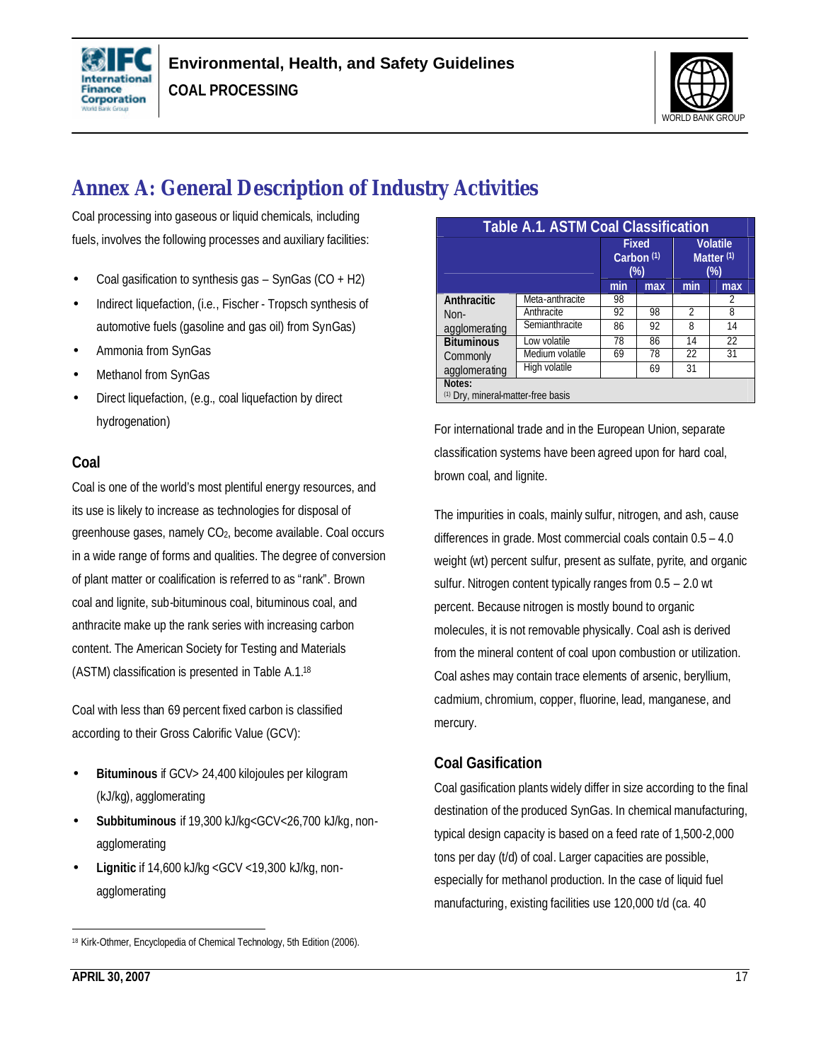# Annex A: General Description of Industry Activities

Coal processing into gaseous or liquid chemicals, including fuels, involves the following processes and auxiliary facilities:

- Coal gasification to synthesis gas – SynGas (CO + H2)
- Indirect liquefaction, (i.e., Fischer - Tropsch synthesis of automotive fuels (gasoline and gas oil) from SynGas)
- Ammonia from SynGas
- Methanol from SynGas
- Direct liquefaction, (e.g., coal liquefaction by direct hydrogenation)

## Coal

Coal is one of the world's most plentiful energy resources, and its use is likely to increase as technologies for disposal of greenhouse gases, namely $CO_2$, become available. Coal occurs in a wide range of forms and qualities. The degree of conversion of plant matter or coalification is referred to as "rank". Brown coal and lignite, sub-bituminous coal, bituminous coal, and anthracite make up the rank series with increasing carbon content. The American Society for Testing and Materials (ASTM) classification is presented in Table A.1.[18]

Coal with less than 69 percent fixed carbon is classified according to their Gross Calorific Value (GCV):

- **Bituminous** if GCV> 24,400 kilojoules per kilogram (kJ/kg), agglomerating
- **Subbituminous** if 19,300 kJ/kg<GCV<26,700 kJ/kg, non-agglomerating
- **Lignitic** if 14,600 kJ/kg <GCV <19,300 kJ/kg, non-agglomerating

**Table A.1. ASTM Coal Classification**

| | | Fixed Carbon (1) (%) | | Volatile Matter (1) (%) | |
|---|---|---|---|---|---|
| | | min | max | min | max |
| **Anthracitic** Non-agglomerating | Meta-anthracite | 98 | | | 2 |
| | Anthracite | 92 | 98 | 2 | 8 |
| | Semianthracite | 86 | 92 | 8 | 14 |
| **Bituminous** Commonly agglomerating | Low volatile | 78 | 86 | 14 | 22 |
| | Medium volatile | 69 | 78 | 22 | 31 |
| | High volatile | | 69 | 31 | |

**Notes:**
(1) Dry, mineral-matter-free basis

For international trade and in the European Union, separate classification systems have been agreed upon for hard coal, brown coal, and lignite.

The impurities in coals, mainly sulfur, nitrogen, and ash, cause differences in grade. Most commercial coals contain 0.5 – 4.0 weight (wt) percent sulfur, present as sulfate, pyrite, and organic sulfur. Nitrogen content typically ranges from 0.5 – 2.0 wt percent. Because nitrogen is mostly bound to organic molecules, it is not removable physically. Coal ash is derived from the mineral content of coal upon combustion or utilization. Coal ashes may contain trace elements of arsenic, beryllium, cadmium, chromium, copper, fluorine, lead, manganese, and mercury.

## Coal Gasification

Coal gasification plants widely differ in size according to the final destination of the produced SynGas. In chemical manufacturing, typical design capacity is based on a feed rate of 1,500-2,000 tons per day (t/d) of coal. Larger capacities are possible, especially for methanol production. In the case of liquid fuel manufacturing, existing facilities use 120,000 t/d (ca. 40

[18] Kirk-Othmer, Encyclopedia of Chemical Technology, 5th Edition (2006).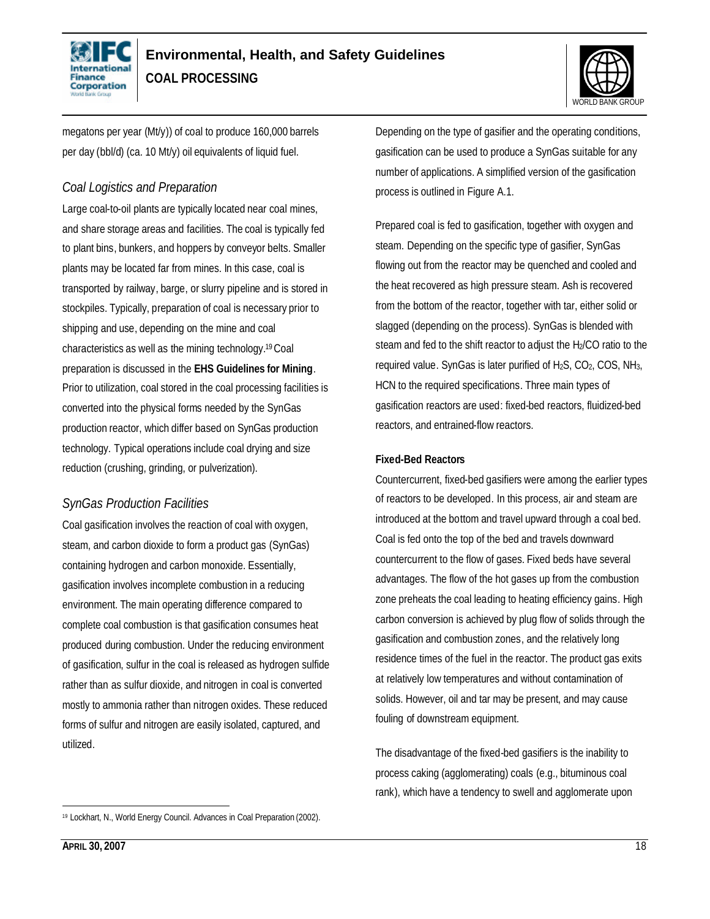megatons per year (Mt/y)) of coal to produce 160,000 barrels per day (bbl/d) (ca. 10 Mt/y) oil equivalents of liquid fuel.

### *Coal Logistics and Preparation*

Large coal-to-oil plants are typically located near coal mines, and share storage areas and facilities. The coal is typically fed to plant bins, bunkers, and hoppers by conveyor belts. Smaller plants may be located far from mines. In this case, coal is transported by railway, barge, or slurry pipeline and is stored in stockpiles. Typically, preparation of coal is necessary prior to shipping and use, depending on the mine and coal characteristics as well as the mining technology.[19] Coal preparation is discussed in the **EHS Guidelines for Mining**. Prior to utilization, coal stored in the coal processing facilities is converted into the physical forms needed by the SynGas production reactor, which differ based on SynGas production technology. Typical operations include coal drying and size reduction (crushing, grinding, or pulverization).

### *SynGas Production Facilities*

Coal gasification involves the reaction of coal with oxygen, steam, and carbon dioxide to form a product gas (SynGas) containing hydrogen and carbon monoxide. Essentially, gasification involves incomplete combustion in a reducing environment. The main operating difference compared to complete coal combustion is that gasification consumes heat produced during combustion. Under the reducing environment of gasification, sulfur in the coal is released as hydrogen sulfide rather than as sulfur dioxide, and nitrogen in coal is converted mostly to ammonia rather than nitrogen oxides. These reduced forms of sulfur and nitrogen are easily isolated, captured, and utilized.

Depending on the type of gasifier and the operating conditions, gasification can be used to produce a SynGas suitable for any number of applications. A simplified version of the gasification process is outlined in Figure A.1.

Prepared coal is fed to gasification, together with oxygen and steam. Depending on the specific type of gasifier, SynGas flowing out from the reactor may be quenched and cooled and the heat recovered as high pressure steam. Ash is recovered from the bottom of the reactor, together with tar, either solid or slagged (depending on the process). SynGas is blended with steam and fed to the shift reactor to adjust the $H_2$/CO ratio to the required value. SynGas is later purified of $H_2S$, $CO_2$, COS, $NH_3$, HCN to the required specifications. Three main types of gasification reactors are used: fixed-bed reactors, fluidized-bed reactors, and entrained-flow reactors.

#### **Fixed-Bed Reactors**

Countercurrent, fixed-bed gasifiers were among the earlier types of reactors to be developed. In this process, air and steam are introduced at the bottom and travel upward through a coal bed. Coal is fed onto the top of the bed and travels downward countercurrent to the flow of gases. Fixed beds have several advantages. The flow of the hot gases up from the combustion zone preheats the coal leading to heating efficiency gains. High carbon conversion is achieved by plug flow of solids through the gasification and combustion zones, and the relatively long residence times of the fuel in the reactor. The product gas exits at relatively low temperatures and without contamination of solids. However, oil and tar may be present, and may cause fouling of downstream equipment.

The disadvantage of the fixed-bed gasifiers is the inability to process caking (agglomerating) coals (e.g., bituminous coal rank), which have a tendency to swell and agglomerate upon

---

[19] Lockhart, N., World Energy Council. Advances in Coal Preparation (2002).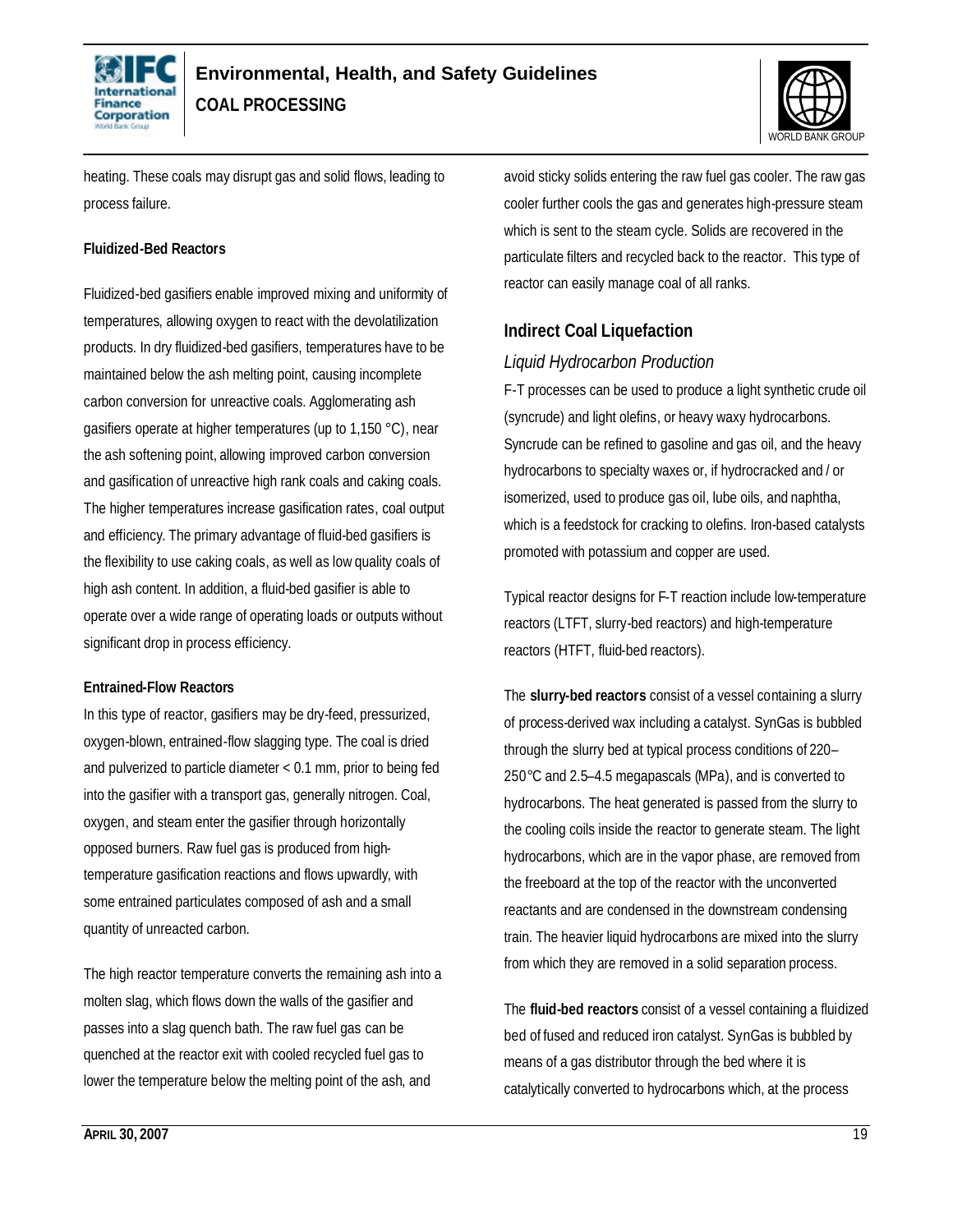heating. These coals may disrupt gas and solid flows, leading to process failure.

**Fluidized-Bed Reactors**

Fluidized-bed gasifiers enable improved mixing and uniformity of temperatures, allowing oxygen to react with the devolatilization products. In dry fluidized-bed gasifiers, temperatures have to be maintained below the ash melting point, causing incomplete carbon conversion for unreactive coals. Agglomerating ash gasifiers operate at higher temperatures (up to 1,150 °C), near the ash softening point, allowing improved carbon conversion and gasification of unreactive high rank coals and caking coals. The higher temperatures increase gasification rates, coal output and efficiency. The primary advantage of fluid-bed gasifiers is the flexibility to use caking coals, as well as low quality coals of high ash content. In addition, a fluid-bed gasifier is able to operate over a wide range of operating loads or outputs without significant drop in process efficiency.

**Entrained-Flow Reactors**

In this type of reactor, gasifiers may be dry-feed, pressurized, oxygen-blown, entrained-flow slagging type. The coal is dried and pulverized to particle diameter < 0.1 mm, prior to being fed into the gasifier with a transport gas, generally nitrogen. Coal, oxygen, and steam enter the gasifier through horizontally opposed burners. Raw fuel gas is produced from high-temperature gasification reactions and flows upwardly, with some entrained particulates composed of ash and a small quantity of unreacted carbon.

The high reactor temperature converts the remaining ash into a molten slag, which flows down the walls of the gasifier and passes into a slag quench bath. The raw fuel gas can be quenched at the reactor exit with cooled recycled fuel gas to lower the temperature below the melting point of the ash, and avoid sticky solids entering the raw fuel gas cooler. The raw gas cooler further cools the gas and generates high-pressure steam which is sent to the steam cycle. Solids are recovered in the particulate filters and recycled back to the reactor. This type of reactor can easily manage coal of all ranks.

## Indirect Coal Liquefaction

### *Liquid Hydrocarbon Production*

F-T processes can be used to produce a light synthetic crude oil (syncrude) and light olefins, or heavy waxy hydrocarbons. Syncrude can be refined to gasoline and gas oil, and the heavy hydrocarbons to specialty waxes or, if hydrocracked and / or isomerized, used to produce gas oil, lube oils, and naphtha, which is a feedstock for cracking to olefins. Iron-based catalysts promoted with potassium and copper are used.

Typical reactor designs for F-T reaction include low-temperature reactors (LTFT, slurry-bed reactors) and high-temperature reactors (HTFT, fluid-bed reactors).

The **slurry-bed reactors** consist of a vessel containing a slurry of process-derived wax including a catalyst. SynGas is bubbled through the slurry bed at typical process conditions of 220–250°C and 2.5–4.5 megapascals (MPa), and is converted to hydrocarbons. The heat generated is passed from the slurry to the cooling coils inside the reactor to generate steam. The light hydrocarbons, which are in the vapor phase, are removed from the freeboard at the top of the reactor with the unconverted reactants and are condensed in the downstream condensing train. The heavier liquid hydrocarbons are mixed into the slurry from which they are removed in a solid separation process.

The **fluid-bed reactors** consist of a vessel containing a fluidized bed of fused and reduced iron catalyst. SynGas is bubbled by means of a gas distributor through the bed where it is catalytically converted to hydrocarbons which, at the process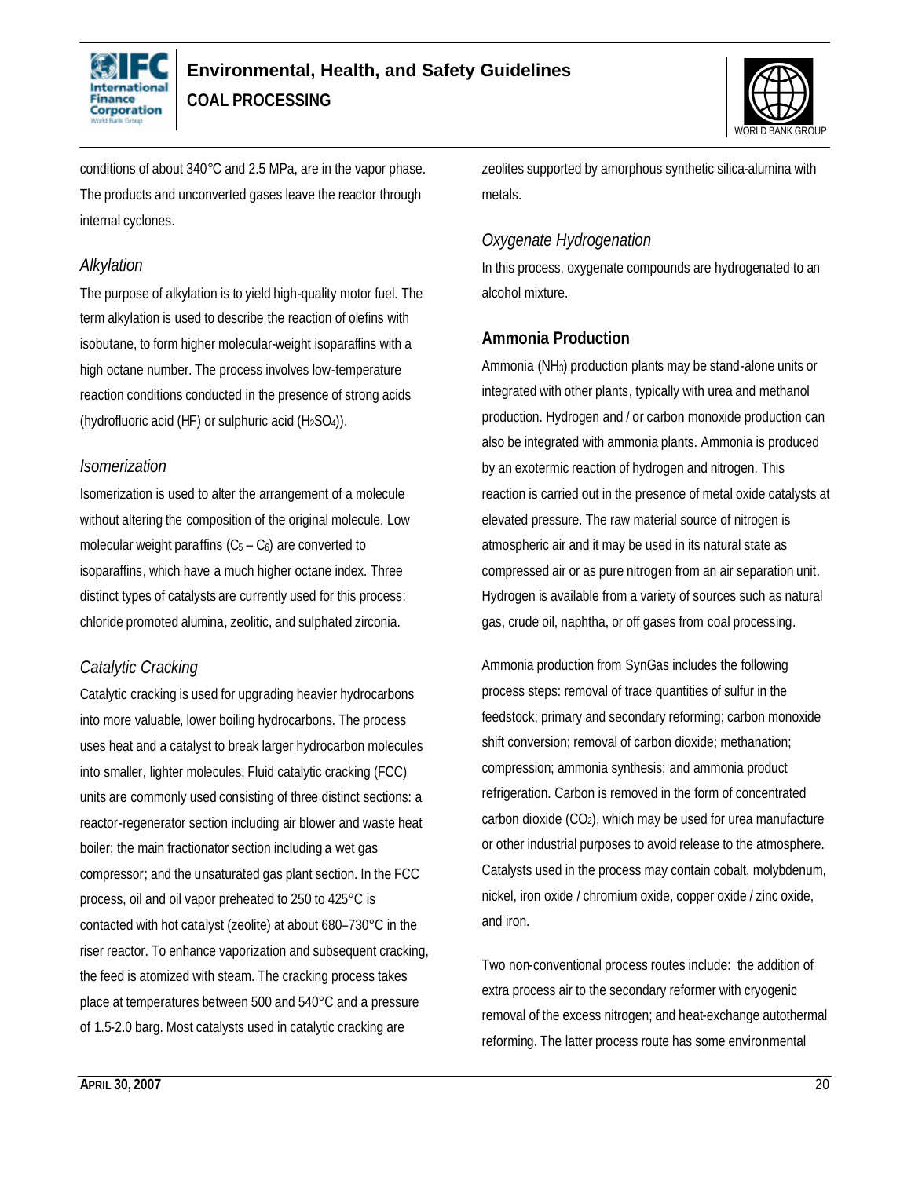conditions of about 340°C and 2.5 MPa, are in the vapor phase. The products and unconverted gases leave the reactor through internal cyclones.

### *Alkylation*

The purpose of alkylation is to yield high-quality motor fuel. The term alkylation is used to describe the reaction of olefins with isobutane, to form higher molecular-weight isoparaffins with a high octane number. The process involves low-temperature reaction conditions conducted in the presence of strong acids (hydrofluoric acid (HF) or sulphuric acid ($H_2SO_4$)).

### *Isomerization*

Isomerization is used to alter the arrangement of a molecule without altering the composition of the original molecule. Low molecular weight paraffins ($C_5 – C_6$) are converted to isoparaffins, which have a much higher octane index. Three distinct types of catalysts are currently used for this process: chloride promoted alumina, zeolitic, and sulphated zirconia.

### *Catalytic Cracking*

Catalytic cracking is used for upgrading heavier hydrocarbons into more valuable, lower boiling hydrocarbons. The process uses heat and a catalyst to break larger hydrocarbon molecules into smaller, lighter molecules. Fluid catalytic cracking (FCC) units are commonly used consisting of three distinct sections: a reactor-regenerator section including air blower and waste heat boiler; the main fractionator section including a wet gas compressor; and the unsaturated gas plant section. In the FCC process, oil and oil vapor preheated to 250 to 425°C is contacted with hot catalyst (zeolite) at about 680–730°C in the riser reactor. To enhance vaporization and subsequent cracking, the feed is atomized with steam. The cracking process takes place at temperatures between 500 and 540°C and a pressure of 1.5-2.0 barg. Most catalysts used in catalytic cracking are zeolites supported by amorphous synthetic silica-alumina with metals.

### *Oxygenate Hydrogenation*

In this process, oxygenate compounds are hydrogenated to an alcohol mixture.

## Ammonia Production

Ammonia ($NH_3$) production plants may be stand-alone units or integrated with other plants, typically with urea and methanol production. Hydrogen and / or carbon monoxide production can also be integrated with ammonia plants. Ammonia is produced by an exothermic reaction of hydrogen and nitrogen. This reaction is carried out in the presence of metal oxide catalysts at elevated pressure. The raw material source of nitrogen is atmospheric air and it may be used in its natural state as compressed air or as pure nitrogen from an air separation unit. Hydrogen is available from a variety of sources such as natural gas, crude oil, naphtha, or off gases from coal processing.

Ammonia production from SynGas includes the following process steps: removal of trace quantities of sulfur in the feedstock; primary and secondary reforming; carbon monoxide shift conversion; removal of carbon dioxide; methanation; compression; ammonia synthesis; and ammonia product refrigeration. Carbon is removed in the form of concentrated carbon dioxide ($CO_2$), which may be used for urea manufacture or other industrial purposes to avoid release to the atmosphere. Catalysts used in the process may contain cobalt, molybdenum, nickel, iron oxide / chromium oxide, copper oxide / zinc oxide, and iron.

Two non-conventional process routes include: the addition of extra process air to the secondary reformer with cryogenic removal of the excess nitrogen; and heat-exchange autothermal reforming. The latter process route has some environmental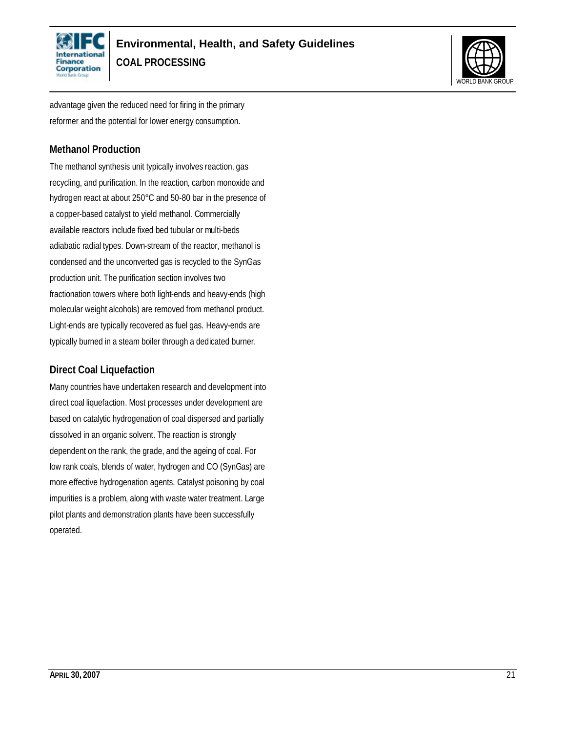advantage given the reduced need for firing in the primary reformer and the potential for lower energy consumption.

## Methanol Production

The methanol synthesis unit typically involves reaction, gas recycling, and purification. In the reaction, carbon monoxide and hydrogen react at about 250°C and 50-80 bar in the presence of a copper-based catalyst to yield methanol. Commercially available reactors include fixed bed tubular or multi-beds adiabatic radial types. Down-stream of the reactor, methanol is condensed and the unconverted gas is recycled to the SynGas production unit. The purification section involves two fractionation towers where both light-ends and heavy-ends (high molecular weight alcohols) are removed from methanol product. Light-ends are typically recovered as fuel gas. Heavy-ends are typically burned in a steam boiler through a dedicated burner.

## Direct Coal Liquefaction

Many countries have undertaken research and development into direct coal liquefaction. Most processes under development are based on catalytic hydrogenation of coal dispersed and partially dissolved in an organic solvent. The reaction is strongly dependent on the rank, the grade, and the ageing of coal. For low rank coals, blends of water, hydrogen and CO (SynGas) are more effective hydrogenation agents. Catalyst poisoning by coal impurities is a problem, along with waste water treatment. Large pilot plants and demonstration plants have been successfully operated.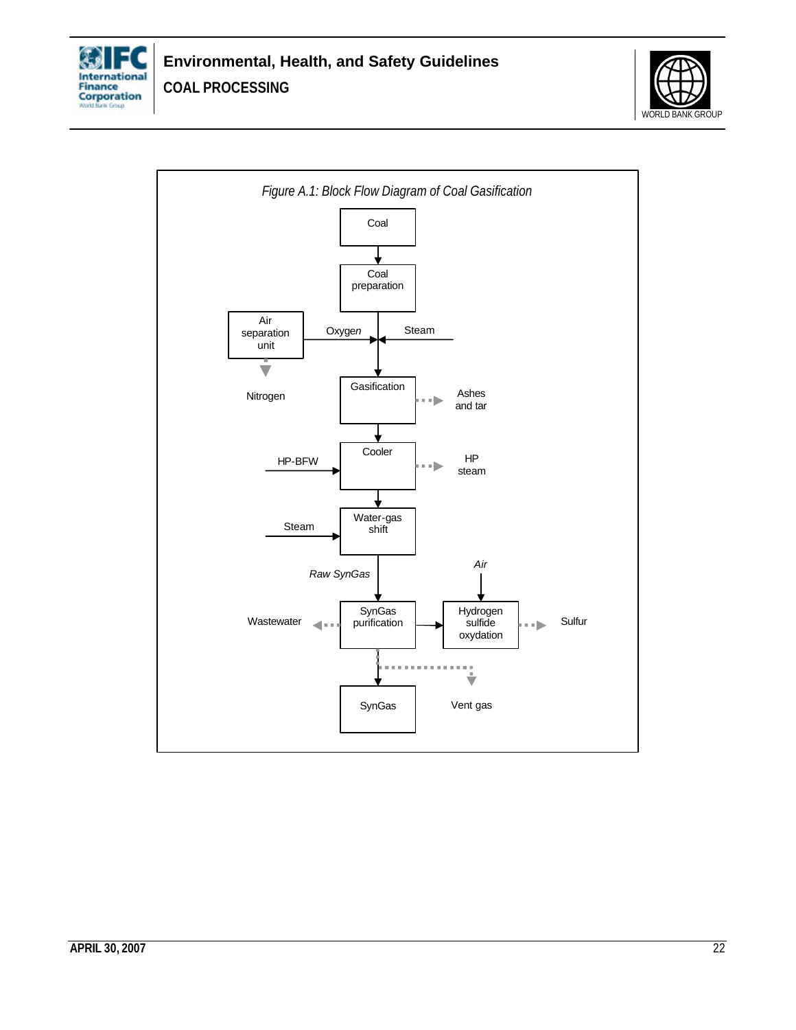*Figure A.1: Block Flow Diagram of Coal Gasification*

Coal

Coal preparation

Air separation unit

Oxygen

Steam

Nitrogen

Gasification

Ashes and tar

Cooler

HP-BFW

HP steam

Water-gas shift

Steam

Raw SynGas

Air

SynGas purification

Wastewater

Hydrogen sulfide oxydation

Sulfur

SynGas

Vent gas